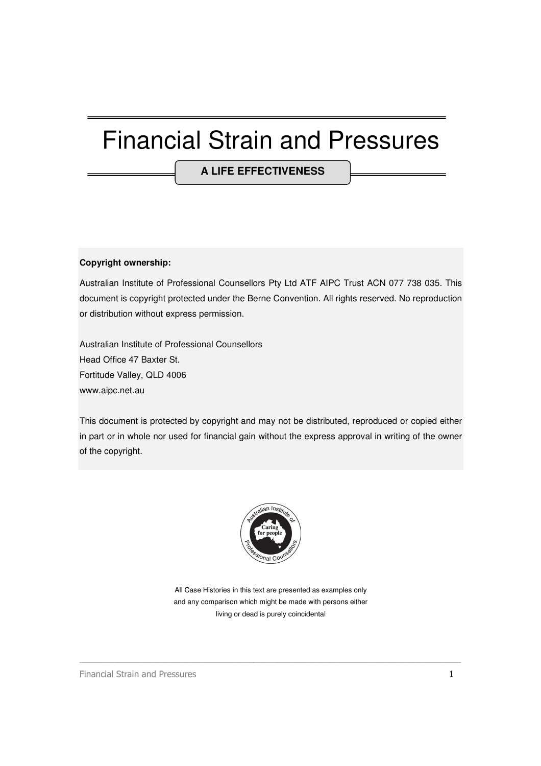# Financial Strain and Pressures

**A LIFE EFFECTIVENESS**

**Copyright ownership:**

Australian Institute of Professional Counsellors Pty Ltd ATF AIPC Trust ACN 077 738 035. This document is copyright protected under the Berne Convention. All rights reserved. No reproduction or distribution without express permission.

Australian Institute of Professional Counsellors
Head Office 47 Baxter St.
Fortitude Valley, QLD 4006
www.aipc.net.au

This document is protected by copyright and may not be distributed, reproduced or copied either in part or in whole nor used for financial gain without the express approval in writing of the owner of the copyright.

All Case Histories in this text are presented as examples only and any comparison which might be made with persons either living or dead is purely coincidental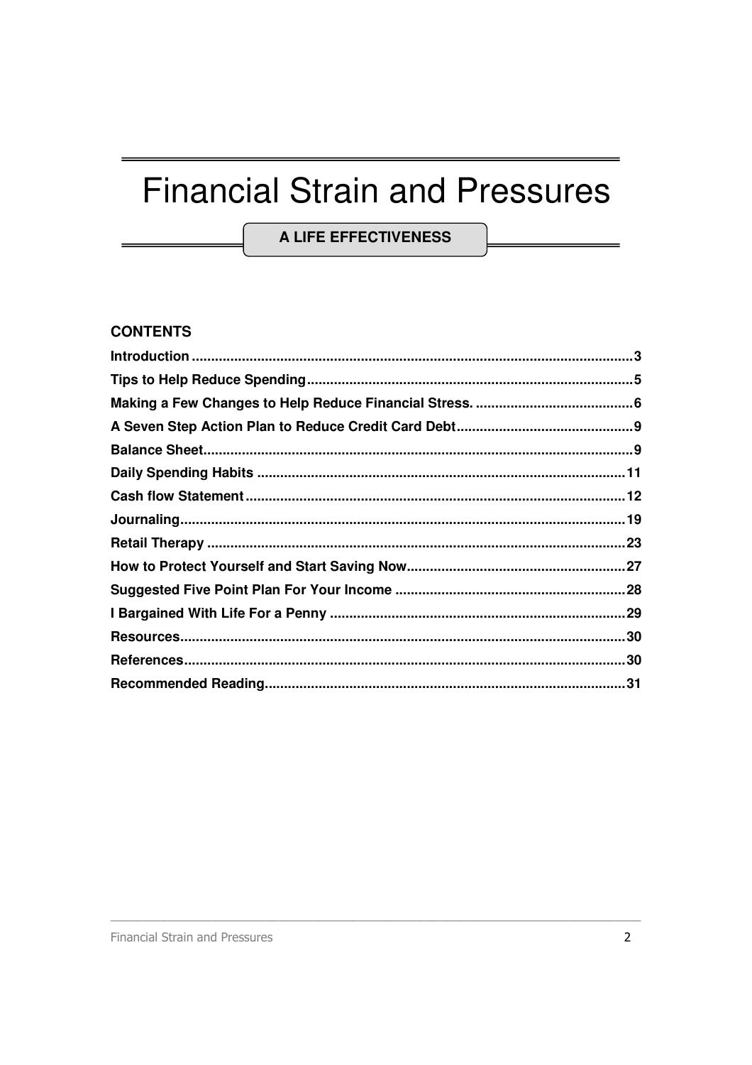# Financial Strain and Pressures

**A LIFE EFFECTIVENESS**

## CONTENTS

| | |
|---|---|
| **Introduction** | **3** |
| **Tips to Help Reduce Spending** | **5** |
| **Making a Few Changes to Help Reduce Financial Stress.** | **6** |
| **A Seven Step Action Plan to Reduce Credit Card Debt** | **9** |
| **Balance Sheet** | **9** |
| **Daily Spending Habits** | **11** |
| **Cash flow Statement** | **12** |
| **Journaling** | **19** |
| **Retail Therapy** | **23** |
| **How to Protect Yourself and Start Saving Now** | **27** |
| **Suggested Five Point Plan For Your Income** | **28** |
| **I Bargained With Life For a Penny** | **29** |
| **Resources** | **30** |
| **References** | **30** |
| **Recommended Reading** | **31** |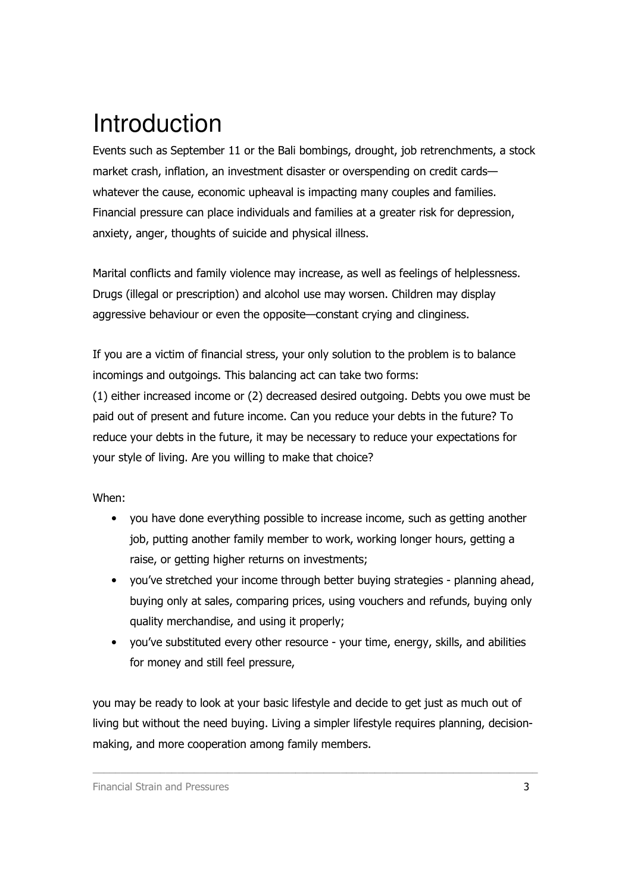# Introduction

Events such as September 11 or the Bali bombings, drought, job retrenchments, a stock market crash, inflation, an investment disaster or overspending on credit cards—whatever the cause, economic upheaval is impacting many couples and families. Financial pressure can place individuals and families at a greater risk for depression, anxiety, anger, thoughts of suicide and physical illness.

Marital conflicts and family violence may increase, as well as feelings of helplessness. Drugs (illegal or prescription) and alcohol use may worsen. Children may display aggressive behaviour or even the opposite—constant crying and clinginess.

If you are a victim of financial stress, your only solution to the problem is to balance incomings and outgoings. This balancing act can take two forms:
(1) either increased income or (2) decreased desired outgoing. Debts you owe must be paid out of present and future income. Can you reduce your debts in the future? To reduce your debts in the future, it may be necessary to reduce your expectations for your style of living. Are you willing to make that choice?

When:

- you have done everything possible to increase income, such as getting another job, putting another family member to work, working longer hours, getting a raise, or getting higher returns on investments;
- you've stretched your income through better buying strategies - planning ahead, buying only at sales, comparing prices, using vouchers and refunds, buying only quality merchandise, and using it properly;
- you've substituted every other resource - your time, energy, skills, and abilities for money and still feel pressure,

you may be ready to look at your basic lifestyle and decide to get just as much out of living but without the need buying. Living a simpler lifestyle requires planning, decision-making, and more cooperation among family members.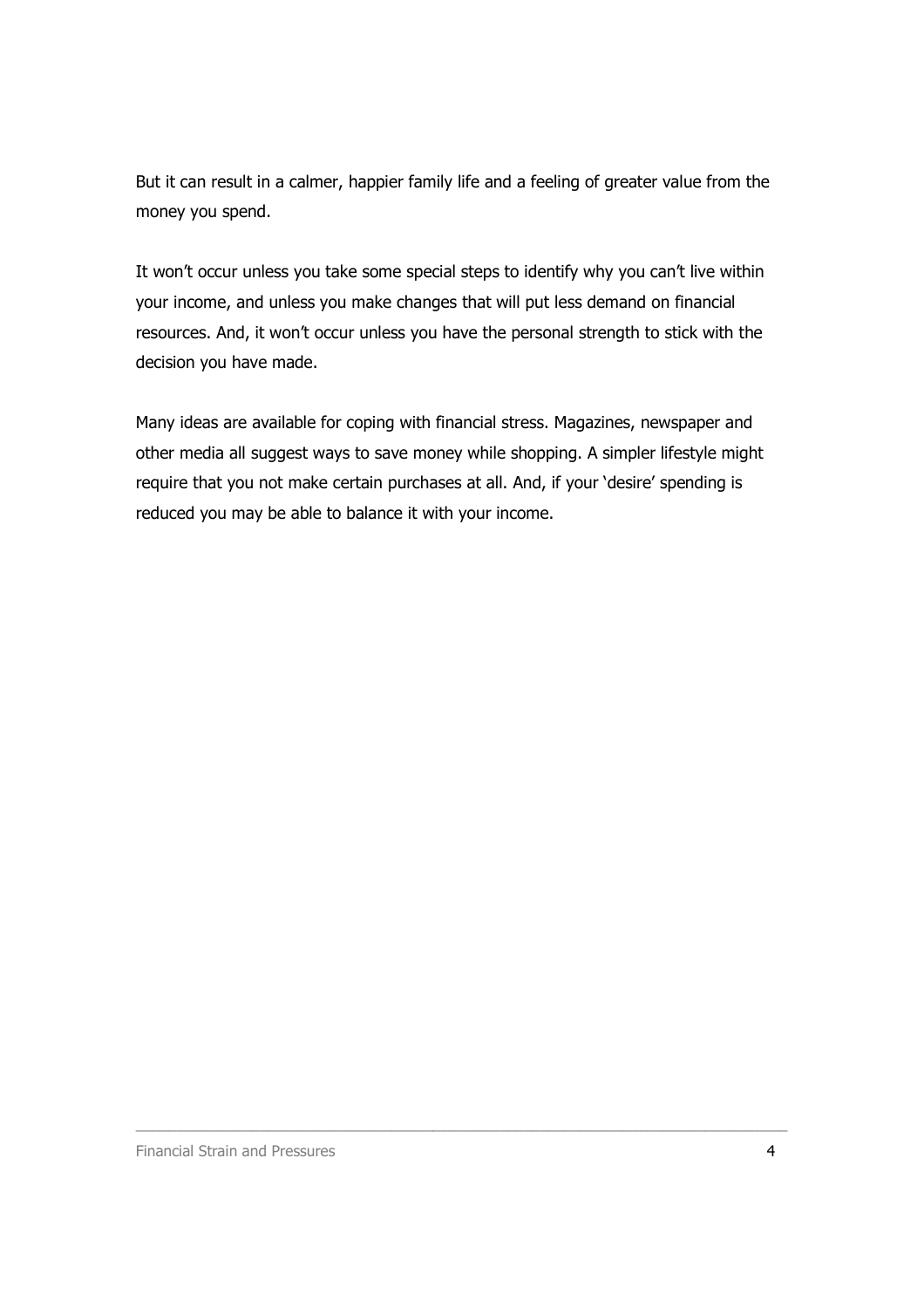But it can result in a calmer, happier family life and a feeling of greater value from the money you spend.

It won't occur unless you take some special steps to identify why you can't live within your income, and unless you make changes that will put less demand on financial resources. And, it won't occur unless you have the personal strength to stick with the decision you have made.

Many ideas are available for coping with financial stress. Magazines, newspaper and other media all suggest ways to save money while shopping. A simpler lifestyle might require that you not make certain purchases at all. And, if your 'desire' spending is reduced you may be able to balance it with your income.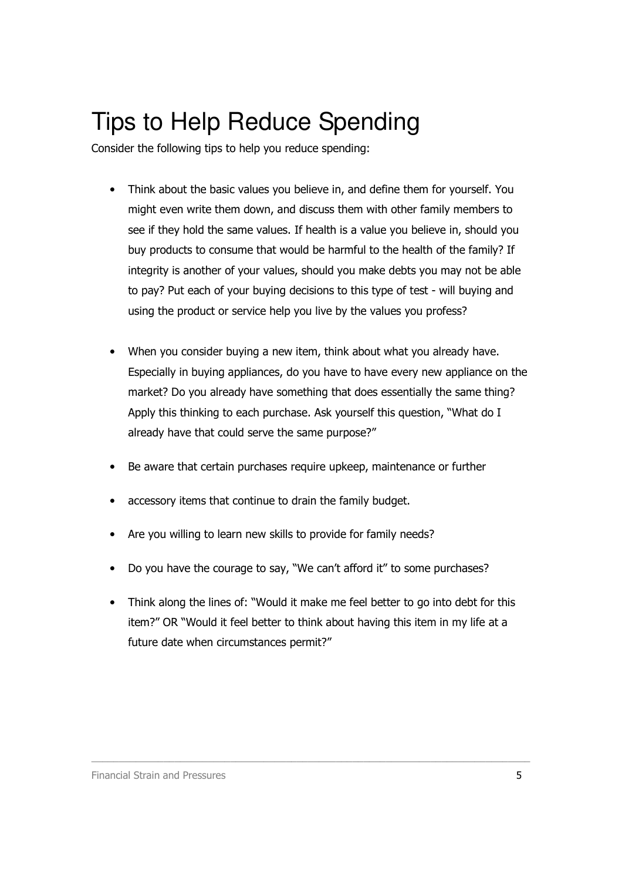# Tips to Help Reduce Spending

Consider the following tips to help you reduce spending:

- Think about the basic values you believe in, and define them for yourself. You might even write them down, and discuss them with other family members to see if they hold the same values. If health is a value you believe in, should you buy products to consume that would be harmful to the health of the family? If integrity is another of your values, should you make debts you may not be able to pay? Put each of your buying decisions to this type of test - will buying and using the product or service help you live by the values you profess?

- When you consider buying a new item, think about what you already have. Especially in buying appliances, do you have to have every new appliance on the market? Do you already have something that does essentially the same thing? Apply this thinking to each purchase. Ask yourself this question, "What do I already have that could serve the same purpose?"

- Be aware that certain purchases require upkeep, maintenance or further

- accessory items that continue to drain the family budget.

- Are you willing to learn new skills to provide for family needs?

- Do you have the courage to say, "We can't afford it" to some purchases?

- Think along the lines of: "Would it make me feel better to go into debt for this item?" OR "Would it feel better to think about having this item in my life at a future date when circumstances permit?"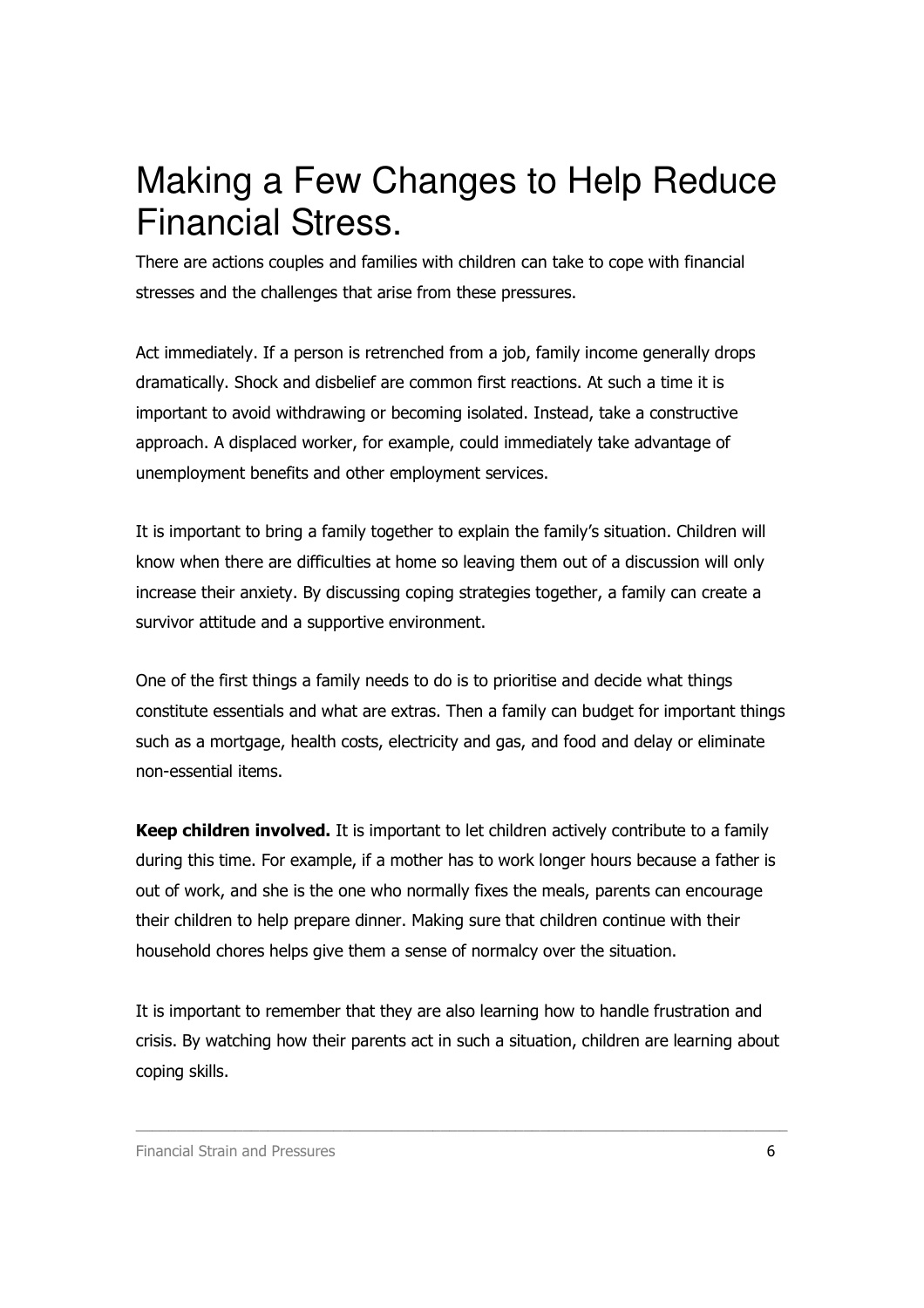# Making a Few Changes to Help Reduce Financial Stress.

There are actions couples and families with children can take to cope with financial stresses and the challenges that arise from these pressures.

Act immediately. If a person is retrenched from a job, family income generally drops dramatically. Shock and disbelief are common first reactions. At such a time it is important to avoid withdrawing or becoming isolated. Instead, take a constructive approach. A displaced worker, for example, could immediately take advantage of unemployment benefits and other employment services.

It is important to bring a family together to explain the family's situation. Children will know when there are difficulties at home so leaving them out of a discussion will only increase their anxiety. By discussing coping strategies together, a family can create a survivor attitude and a supportive environment.

One of the first things a family needs to do is to prioritise and decide what things constitute essentials and what are extras. Then a family can budget for important things such as a mortgage, health costs, electricity and gas, and food and delay or eliminate non-essential items.

**Keep children involved.** It is important to let children actively contribute to a family during this time. For example, if a mother has to work longer hours because a father is out of work, and she is the one who normally fixes the meals, parents can encourage their children to help prepare dinner. Making sure that children continue with their household chores helps give them a sense of normalcy over the situation.

It is important to remember that they are also learning how to handle frustration and crisis. By watching how their parents act in such a situation, children are learning about coping skills.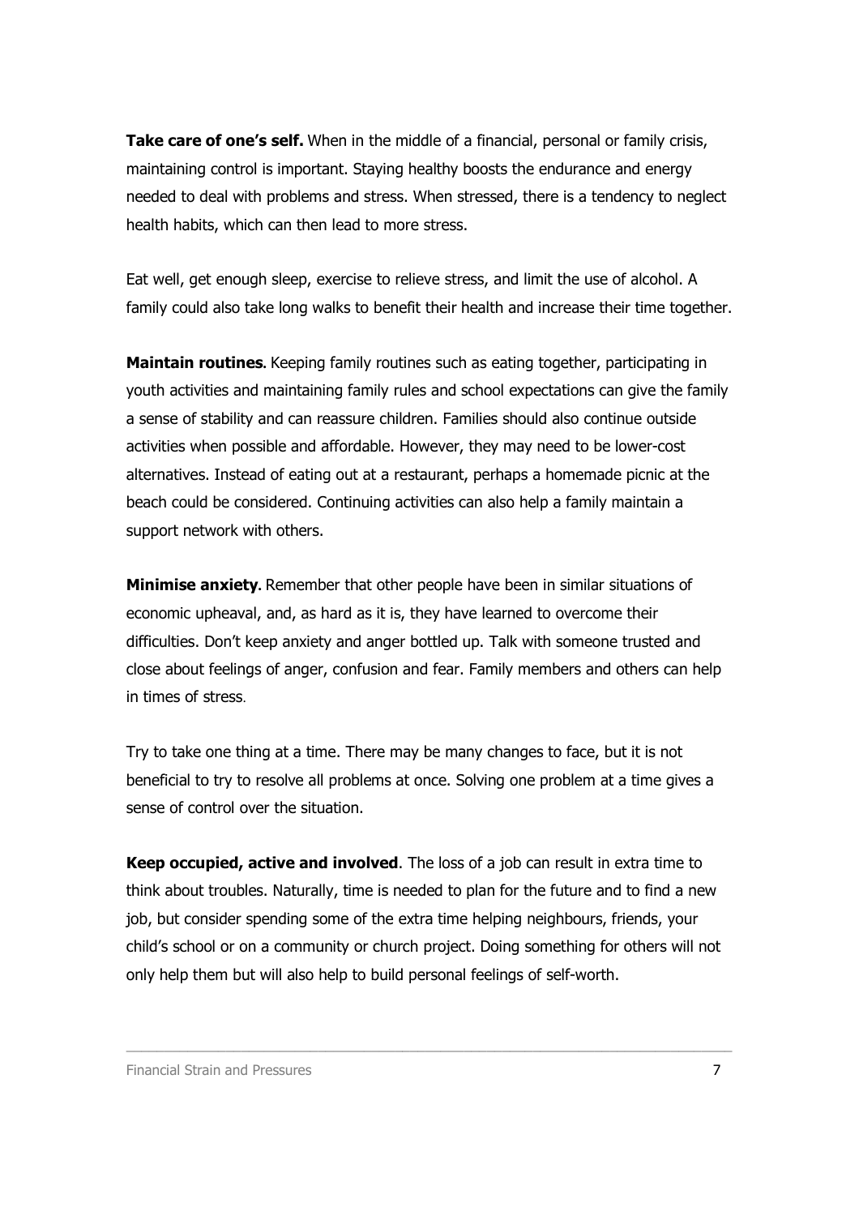**Take care of one's self.** When in the middle of a financial, personal or family crisis, maintaining control is important. Staying healthy boosts the endurance and energy needed to deal with problems and stress. When stressed, there is a tendency to neglect health habits, which can then lead to more stress.

Eat well, get enough sleep, exercise to relieve stress, and limit the use of alcohol. A family could also take long walks to benefit their health and increase their time together.

**Maintain routines**. Keeping family routines such as eating together, participating in youth activities and maintaining family rules and school expectations can give the family a sense of stability and can reassure children. Families should also continue outside activities when possible and affordable. However, they may need to be lower-cost alternatives. Instead of eating out at a restaurant, perhaps a homemade picnic at the beach could be considered. Continuing activities can also help a family maintain a support network with others.

**Minimise anxiety**. Remember that other people have been in similar situations of economic upheaval, and, as hard as it is, they have learned to overcome their difficulties. Don't keep anxiety and anger bottled up. Talk with someone trusted and close about feelings of anger, confusion and fear. Family members and others can help in times of stress.

Try to take one thing at a time. There may be many changes to face, but it is not beneficial to try to resolve all problems at once. Solving one problem at a time gives a sense of control over the situation.

**Keep occupied, active and involved**. The loss of a job can result in extra time to think about troubles. Naturally, time is needed to plan for the future and to find a new job, but consider spending some of the extra time helping neighbours, friends, your child's school or on a community or church project. Doing something for others will not only help them but will also help to build personal feelings of self-worth.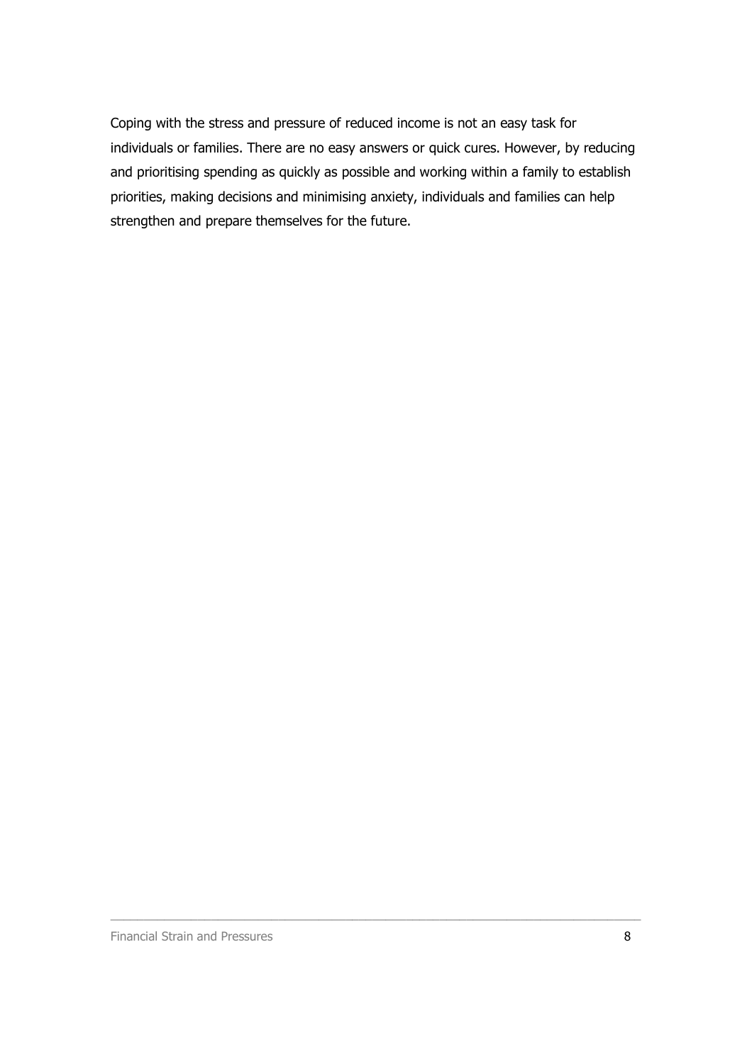Coping with the stress and pressure of reduced income is not an easy task for individuals or families. There are no easy answers or quick cures. However, by reducing and prioritising spending as quickly as possible and working within a family to establish priorities, making decisions and minimising anxiety, individuals and families can help strengthen and prepare themselves for the future.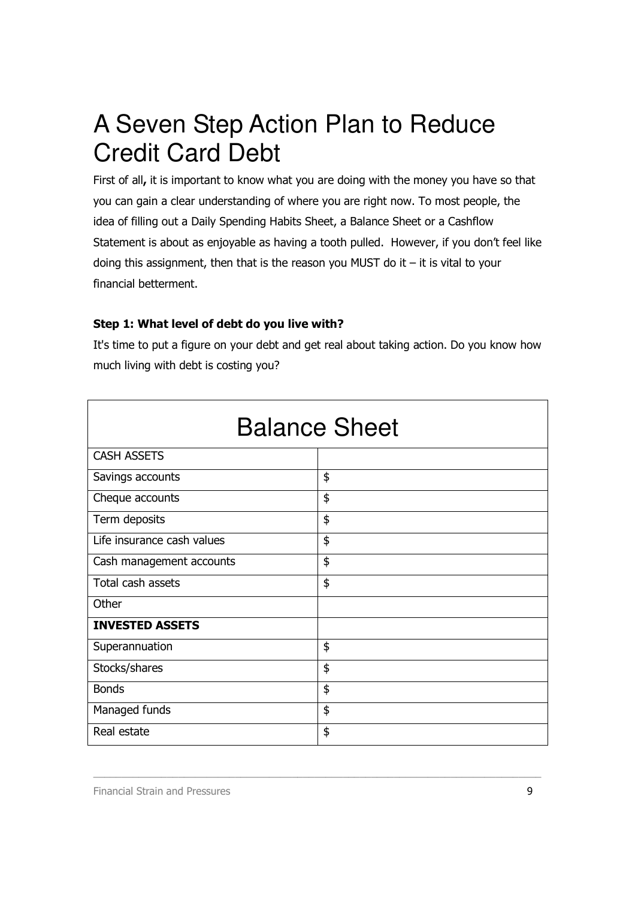# A Seven Step Action Plan to Reduce Credit Card Debt

First of all**,** it is important to know what you are doing with the money you have so that you can gain a clear understanding of where you are right now. To most people, the idea of filling out a Daily Spending Habits Sheet, a Balance Sheet or a Cashflow Statement is about as enjoyable as having a tooth pulled. However, if you don't feel like doing this assignment, then that is the reason you MUST do it – it is vital to your financial betterment.

**Step 1: What level of debt do you live with?**

It's time to put a figure on your debt and get real about taking action. Do you know how much living with debt is costing you?

| Balance Sheet | |
|---|---|
| CASH ASSETS | |
| Savings accounts | $ |
| Cheque accounts | $ |
| Term deposits | $ |
| Life insurance cash values | $ |
| Cash management accounts | $ |
| Total cash assets | $ |
| Other | |
| **INVESTED ASSETS** | |
| Superannuation | $ |
| Stocks/shares | $ |
| Bonds | $ |
| Managed funds | $ |
| Real estate | $ |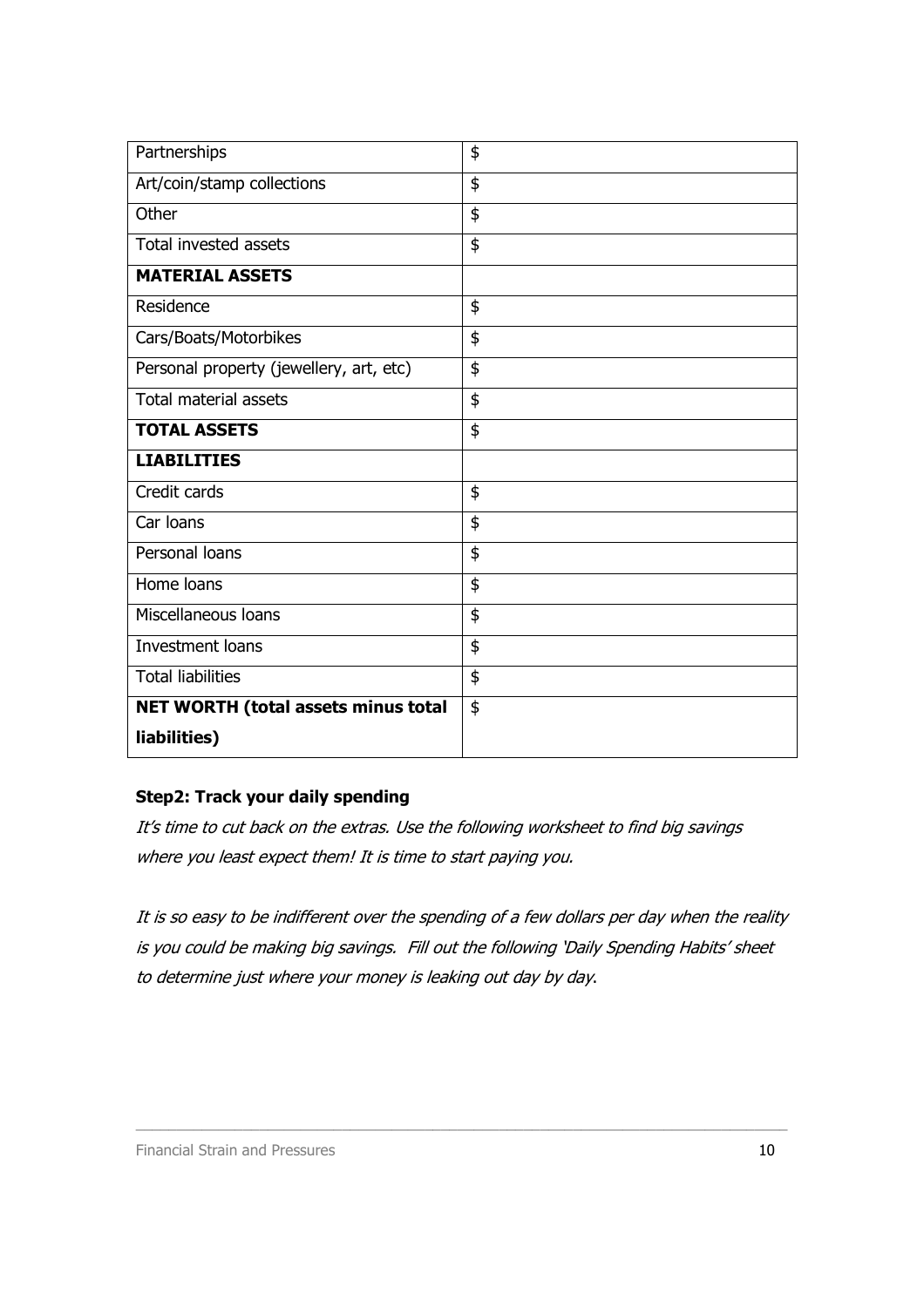| Partnerships | $ |
| --- | --- |
| Art/coin/stamp collections | $ |
| Other | $ |
| Total invested assets | $ |
| **MATERIAL ASSETS** | |
| Residence | $ |
| Cars/Boats/Motorbikes | $ |
| Personal property (jewellery, art, etc) | $ |
| Total material assets | $ |
| **TOTAL ASSETS** | $ |
| **LIABILITIES** | |
| Credit cards | $ |
| Car loans | $ |
| Personal loans | $ |
| Home loans | $ |
| Miscellaneous loans | $ |
| Investment loans | $ |
| Total liabilities | $ |
| **NET WORTH (total assets minus total liabilities)** | $ |

**Step2: Track your daily spending**

*It's time to cut back on the extras. Use the following worksheet to find big savings where you least expect them! It is time to start paying you.*

*It is so easy to be indifferent over the spending of a few dollars per day when the reality is you could be making big savings. Fill out the following 'Daily Spending Habits' sheet to determine just where your money is leaking out day by day.*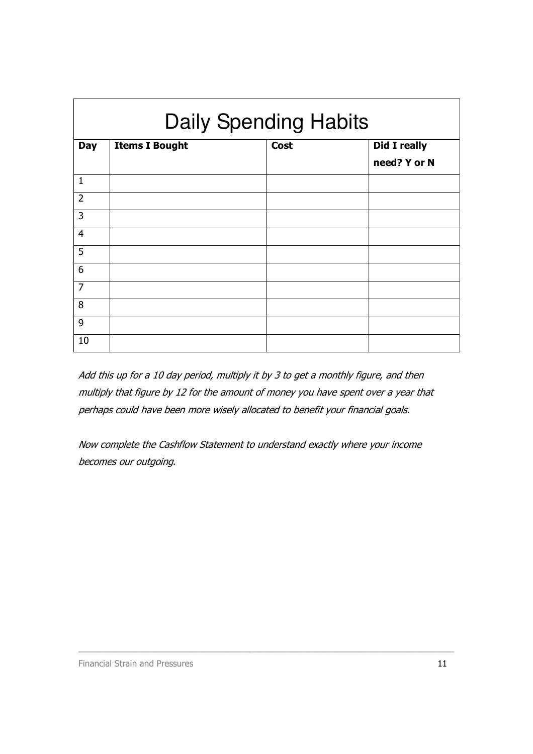# Daily Spending Habits

| Day | Items I Bought | Cost | Did I really need? Y or N |
|---|---|---|---|
| 1 | | | |
| 2 | | | |
| 3 | | | |
| 4 | | | |
| 5 | | | |
| 6 | | | |
| 7 | | | |
| 8 | | | |
| 9 | | | |
| 10 | | | |

*Add this up for a 10 day period, multiply it by 3 to get a monthly figure, and then multiply that figure by 12 for the amount of money you have spent over a year that perhaps could have been more wisely allocated to benefit your financial goals.*

*Now complete the Cashflow Statement to understand exactly where your income becomes our outgoing.*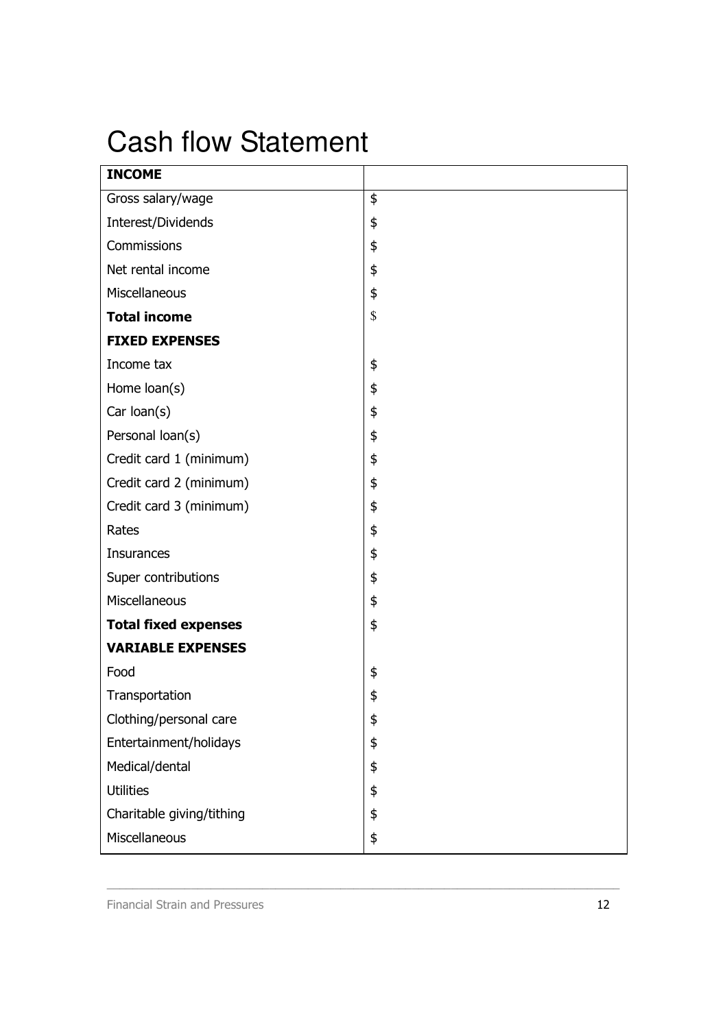# Cash flow Statement

| **INCOME** | |
|---|---|
| Gross salary/wage | $ |
| Interest/Dividends | $ |
| Commissions | $ |
| Net rental income | $ |
| Miscellaneous | $ |
| **Total income** | $ |
| **FIXED EXPENSES** | |
| Income tax | $ |
| Home loan(s) | $ |
| Car loan(s) | $ |
| Personal loan(s) | $ |
| Credit card 1 (minimum) | $ |
| Credit card 2 (minimum) | $ |
| Credit card 3 (minimum) | $ |
| Rates | $ |
| Insurances | $ |
| Super contributions | $ |
| Miscellaneous | $ |
| **Total fixed expenses** | $ |
| **VARIABLE EXPENSES** | |
| Food | $ |
| Transportation | $ |
| Clothing/personal care | $ |
| Entertainment/holidays | $ |
| Medical/dental | $ |
| Utilities | $ |
| Charitable giving/tithing | $ |
| Miscellaneous | $ |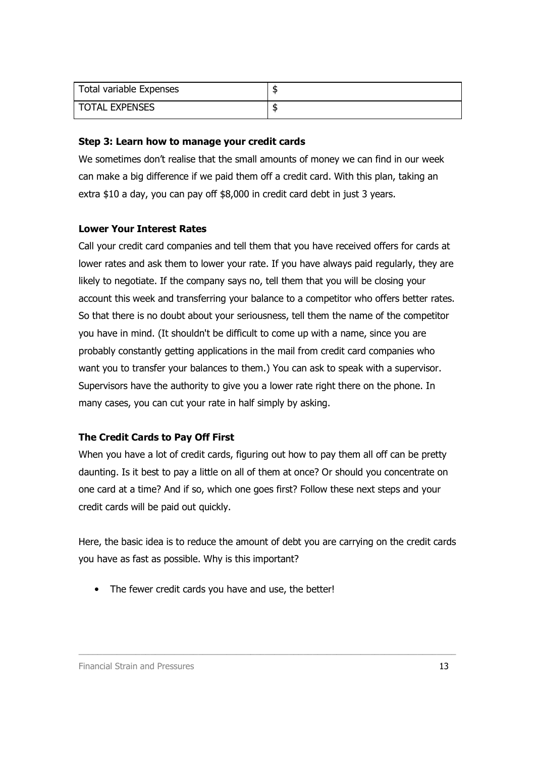| Total variable Expenses | $ |
| --- | --- |
| TOTAL EXPENSES | $ |

**Step 3: Learn how to manage your credit cards**

We sometimes don't realise that the small amounts of money we can find in our week can make a big difference if we paid them off a credit card. With this plan, taking an extra $10 a day, you can pay off $8,000 in credit card debt in just 3 years.

**Lower Your Interest Rates**

Call your credit card companies and tell them that you have received offers for cards at lower rates and ask them to lower your rate. If you have always paid regularly, they are likely to negotiate. If the company says no, tell them that you will be closing your account this week and transferring your balance to a competitor who offers better rates. So that there is no doubt about your seriousness, tell them the name of the competitor you have in mind. (It shouldn't be difficult to come up with a name, since you are probably constantly getting applications in the mail from credit card companies who want you to transfer your balances to them.) You can ask to speak with a supervisor. Supervisors have the authority to give you a lower rate right there on the phone. In many cases, you can cut your rate in half simply by asking.

**The Credit Cards to Pay Off First**

When you have a lot of credit cards, figuring out how to pay them all off can be pretty daunting. Is it best to pay a little on all of them at once? Or should you concentrate on one card at a time? And if so, which one goes first? Follow these next steps and your credit cards will be paid out quickly.

Here, the basic idea is to reduce the amount of debt you are carrying on the credit cards you have as fast as possible. Why is this important?

- The fewer credit cards you have and use, the better!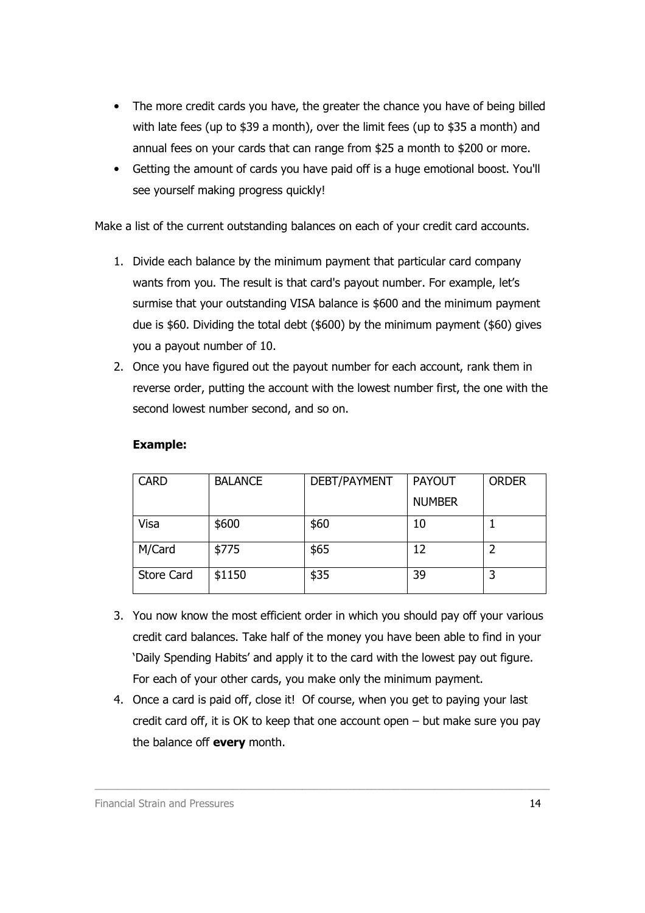- The more credit cards you have, the greater the chance you have of being billed with late fees (up to $39 a month), over the limit fees (up to $35 a month) and annual fees on your cards that can range from $25 a month to $200 or more.
- Getting the amount of cards you have paid off is a huge emotional boost. You'll see yourself making progress quickly!

Make a list of the current outstanding balances on each of your credit card accounts.

1. Divide each balance by the minimum payment that particular card company wants from you. The result is that card's payout number. For example, let's surmise that your outstanding VISA balance is $600 and the minimum payment due is $60. Dividing the total debt ($600) by the minimum payment ($60) gives you a payout number of 10.
2. Once you have figured out the payout number for each account, rank them in reverse order, putting the account with the lowest number first, the one with the second lowest number second, and so on.

   **Example:**

   | CARD | BALANCE | DEBT/PAYMENT | PAYOUT NUMBER | ORDER |
   |---|---|---|---|---|
   | Visa | $600 | $60 | 10 | 1 |
   | M/Card | $775 | $65 | 12 | 2 |
   | Store Card | $1150 | $35 | 39 | 3 |

3. You now know the most efficient order in which you should pay off your various credit card balances. Take half of the money you have been able to find in your 'Daily Spending Habits' and apply it to the card with the lowest pay out figure. For each of your other cards, you make only the minimum payment.
4. Once a card is paid off, close it! Of course, when you get to paying your last credit card off, it is OK to keep that one account open – but make sure you pay the balance off **every** month.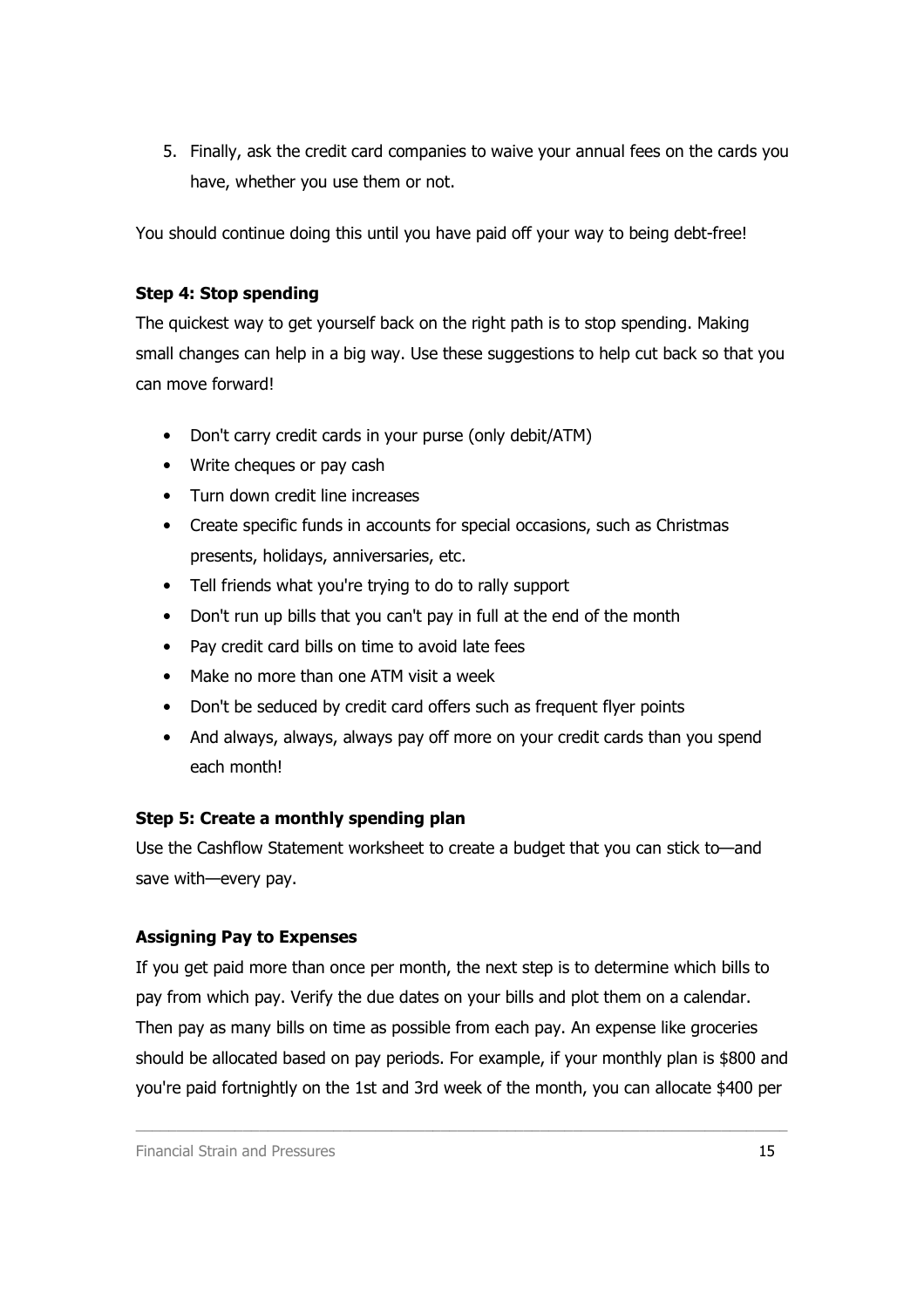5. Finally, ask the credit card companies to waive your annual fees on the cards you have, whether you use them or not.

You should continue doing this until you have paid off your way to being debt-free!

**Step 4: Stop spending**

The quickest way to get yourself back on the right path is to stop spending. Making small changes can help in a big way. Use these suggestions to help cut back so that you can move forward!

- Don't carry credit cards in your purse (only debit/ATM)
- Write cheques or pay cash
- Turn down credit line increases
- Create specific funds in accounts for special occasions, such as Christmas presents, holidays, anniversaries, etc.
- Tell friends what you're trying to do to rally support
- Don't run up bills that you can't pay in full at the end of the month
- Pay credit card bills on time to avoid late fees
- Make no more than one ATM visit a week
- Don't be seduced by credit card offers such as frequent flyer points
- And always, always, always pay off more on your credit cards than you spend each month!

**Step 5: Create a monthly spending plan**

Use the Cashflow Statement worksheet to create a budget that you can stick to—and save with—every pay.

**Assigning Pay to Expenses**

If you get paid more than once per month, the next step is to determine which bills to pay from which pay. Verify the due dates on your bills and plot them on a calendar. Then pay as many bills on time as possible from each pay. An expense like groceries should be allocated based on pay periods. For example, if your monthly plan is $800 and you're paid fortnightly on the 1st and 3rd week of the month, you can allocate $400 per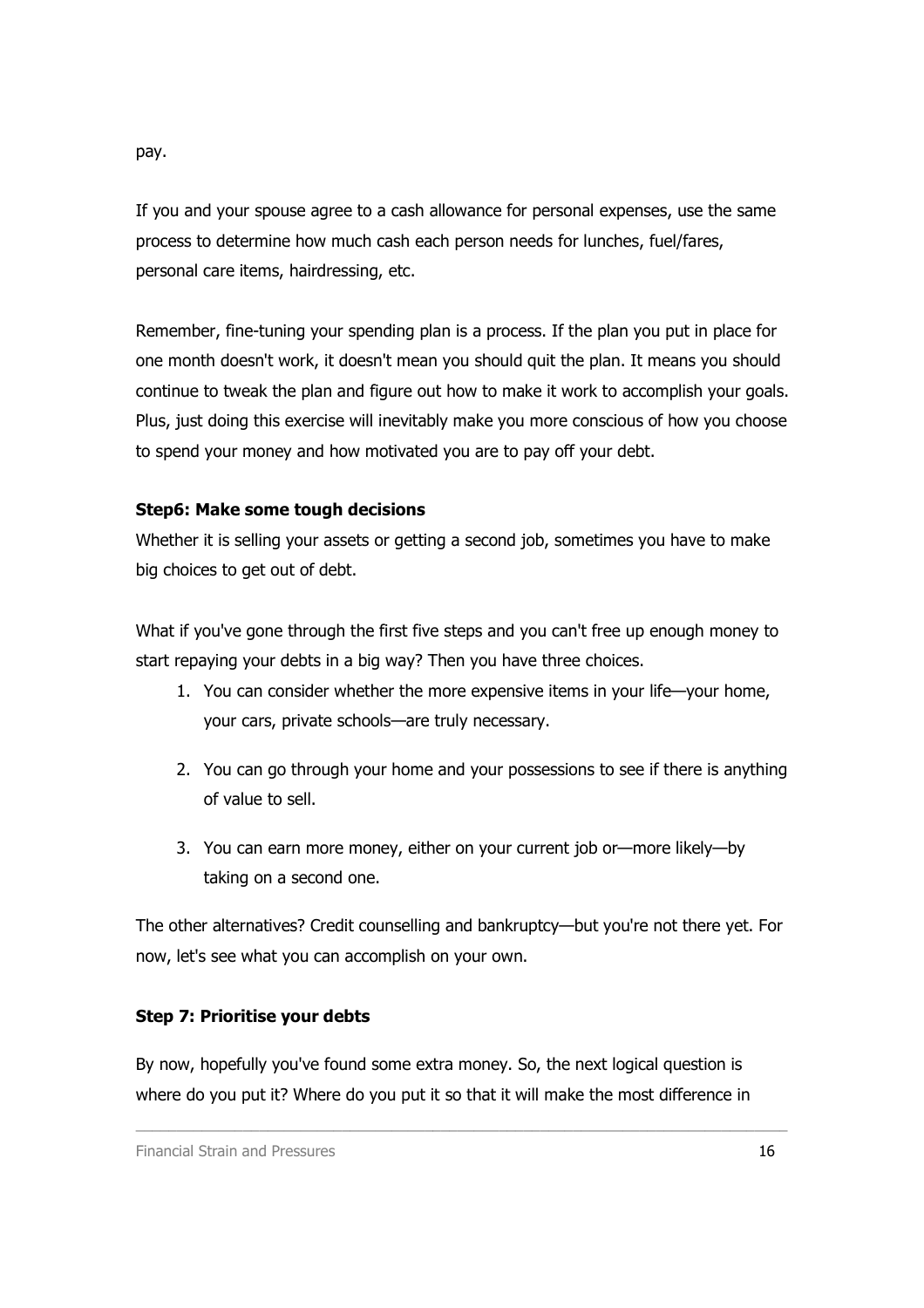pay.

If you and your spouse agree to a cash allowance for personal expenses, use the same process to determine how much cash each person needs for lunches, fuel/fares, personal care items, hairdressing, etc.

Remember, fine-tuning your spending plan is a process. If the plan you put in place for one month doesn't work, it doesn't mean you should quit the plan. It means you should continue to tweak the plan and figure out how to make it work to accomplish your goals. Plus, just doing this exercise will inevitably make you more conscious of how you choose to spend your money and how motivated you are to pay off your debt.

**Step6: Make some tough decisions**

Whether it is selling your assets or getting a second job, sometimes you have to make big choices to get out of debt.

What if you've gone through the first five steps and you can't free up enough money to start repaying your debts in a big way? Then you have three choices.

1. You can consider whether the more expensive items in your life—your home, your cars, private schools—are truly necessary.
2. You can go through your home and your possessions to see if there is anything of value to sell.
3. You can earn more money, either on your current job or—more likely—by taking on a second one.

The other alternatives? Credit counselling and bankruptcy—but you're not there yet. For now, let's see what you can accomplish on your own.

**Step 7: Prioritise your debts**

By now, hopefully you've found some extra money. So, the next logical question is where do you put it? Where do you put it so that it will make the most difference in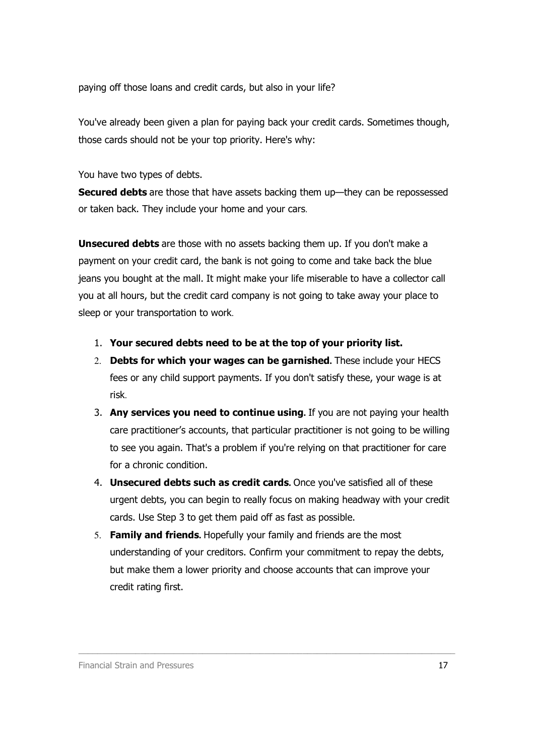paying off those loans and credit cards, but also in your life?

You've already been given a plan for paying back your credit cards. Sometimes though, those cards should not be your top priority. Here's why:

You have two types of debts.
**Secured debts** are those that have assets backing them up—they can be repossessed or taken back. They include your home and your cars.

**Unsecured debts** are those with no assets backing them up. If you don't make a payment on your credit card, the bank is not going to come and take back the blue jeans you bought at the mall. It might make your life miserable to have a collector call you at all hours, but the credit card company is not going to take away your place to sleep or your transportation to work.

1. **Your secured debts need to be at the top of your priority list.**
2. **Debts for which your wages can be garnished**. These include your HECS fees or any child support payments. If you don't satisfy these, your wage is at risk.
3. **Any services you need to continue using.** If you are not paying your health care practitioner's accounts, that particular practitioner is not going to be willing to see you again. That's a problem if you're relying on that practitioner for care for a chronic condition.
4. **Unsecured debts such as credit cards.** Once you've satisfied all of these urgent debts, you can begin to really focus on making headway with your credit cards. Use Step 3 to get them paid off as fast as possible.
5. **Family and friends.** Hopefully your family and friends are the most understanding of your creditors. Confirm your commitment to repay the debts, but make them a lower priority and choose accounts that can improve your credit rating first.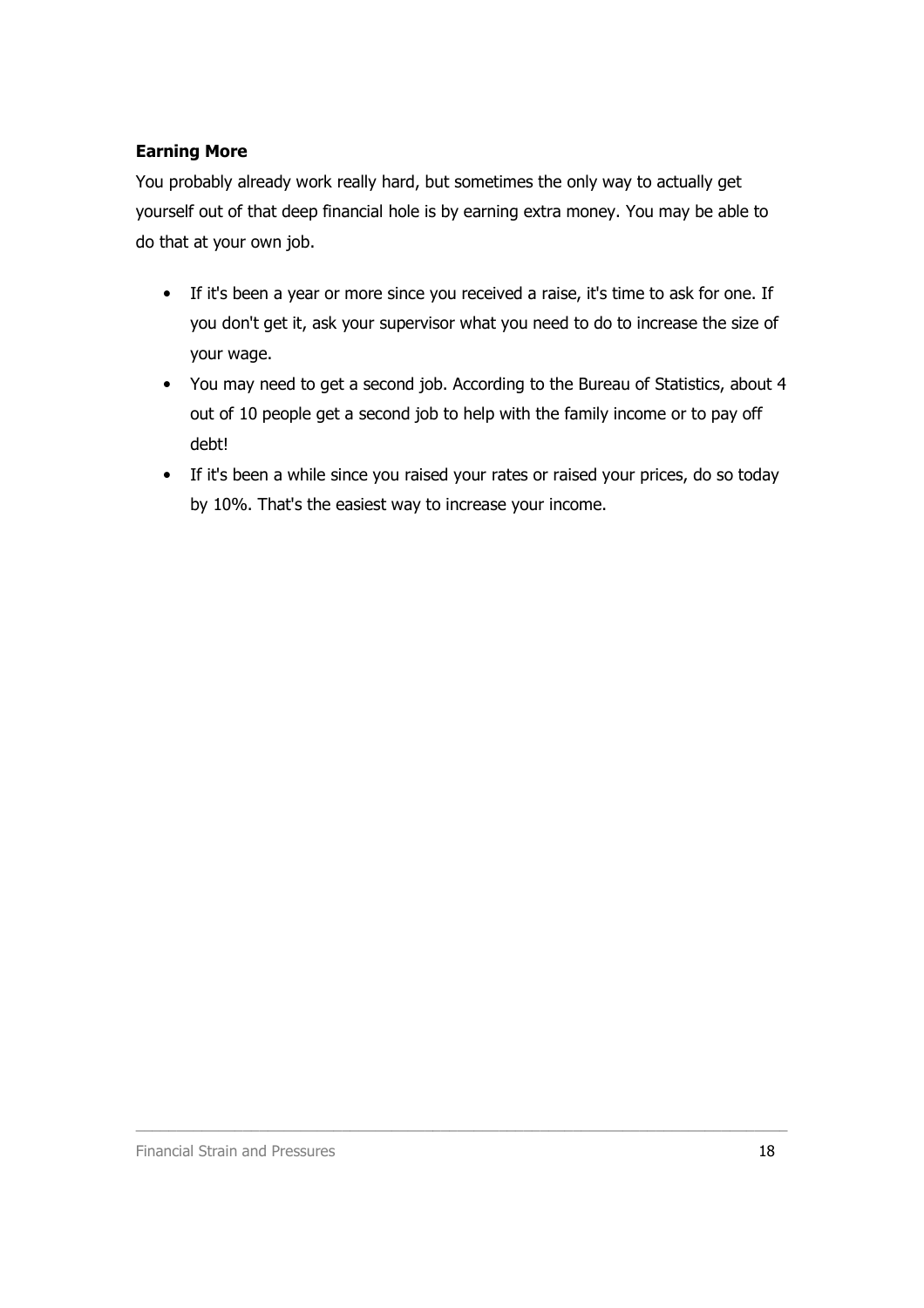**Earning More**

You probably already work really hard, but sometimes the only way to actually get yourself out of that deep financial hole is by earning extra money. You may be able to do that at your own job.

- If it's been a year or more since you received a raise, it's time to ask for one. If you don't get it, ask your supervisor what you need to do to increase the size of your wage.
- You may need to get a second job. According to the Bureau of Statistics, about 4 out of 10 people get a second job to help with the family income or to pay off debt!
- If it's been a while since you raised your rates or raised your prices, do so today by 10%. That's the easiest way to increase your income.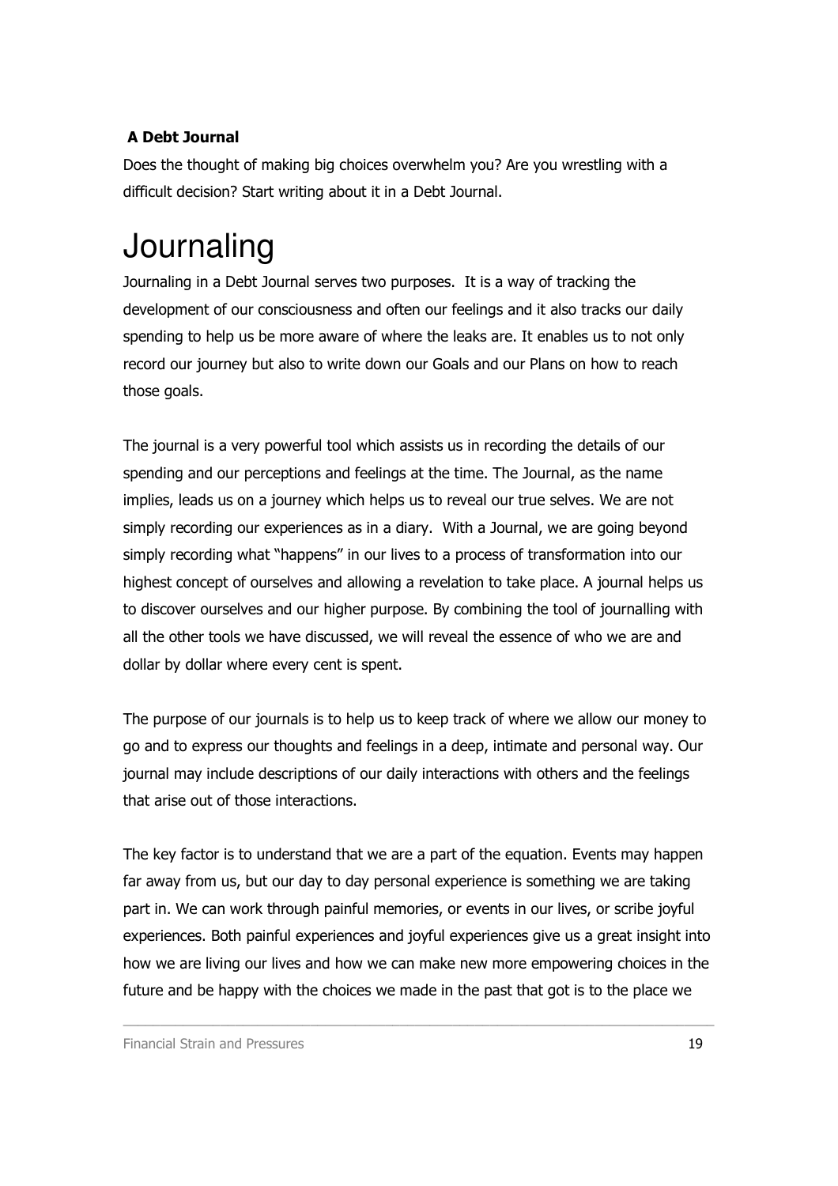**A Debt Journal**

Does the thought of making big choices overwhelm you? Are you wrestling with a difficult decision? Start writing about it in a Debt Journal.

# Journaling

Journaling in a Debt Journal serves two purposes. It is a way of tracking the development of our consciousness and often our feelings and it also tracks our daily spending to help us be more aware of where the leaks are. It enables us to not only record our journey but also to write down our Goals and our Plans on how to reach those goals.

The journal is a very powerful tool which assists us in recording the details of our spending and our perceptions and feelings at the time. The Journal, as the name implies, leads us on a journey which helps us to reveal our true selves. We are not simply recording our experiences as in a diary. With a Journal, we are going beyond simply recording what "happens" in our lives to a process of transformation into our highest concept of ourselves and allowing a revelation to take place. A journal helps us to discover ourselves and our higher purpose. By combining the tool of journalling with all the other tools we have discussed, we will reveal the essence of who we are and dollar by dollar where every cent is spent.

The purpose of our journals is to help us to keep track of where we allow our money to go and to express our thoughts and feelings in a deep, intimate and personal way. Our journal may include descriptions of our daily interactions with others and the feelings that arise out of those interactions.

The key factor is to understand that we are a part of the equation. Events may happen far away from us, but our day to day personal experience is something we are taking part in. We can work through painful memories, or events in our lives, or scribe joyful experiences. Both painful experiences and joyful experiences give us a great insight into how we are living our lives and how we can make new more empowering choices in the future and be happy with the choices we made in the past that got is to the place we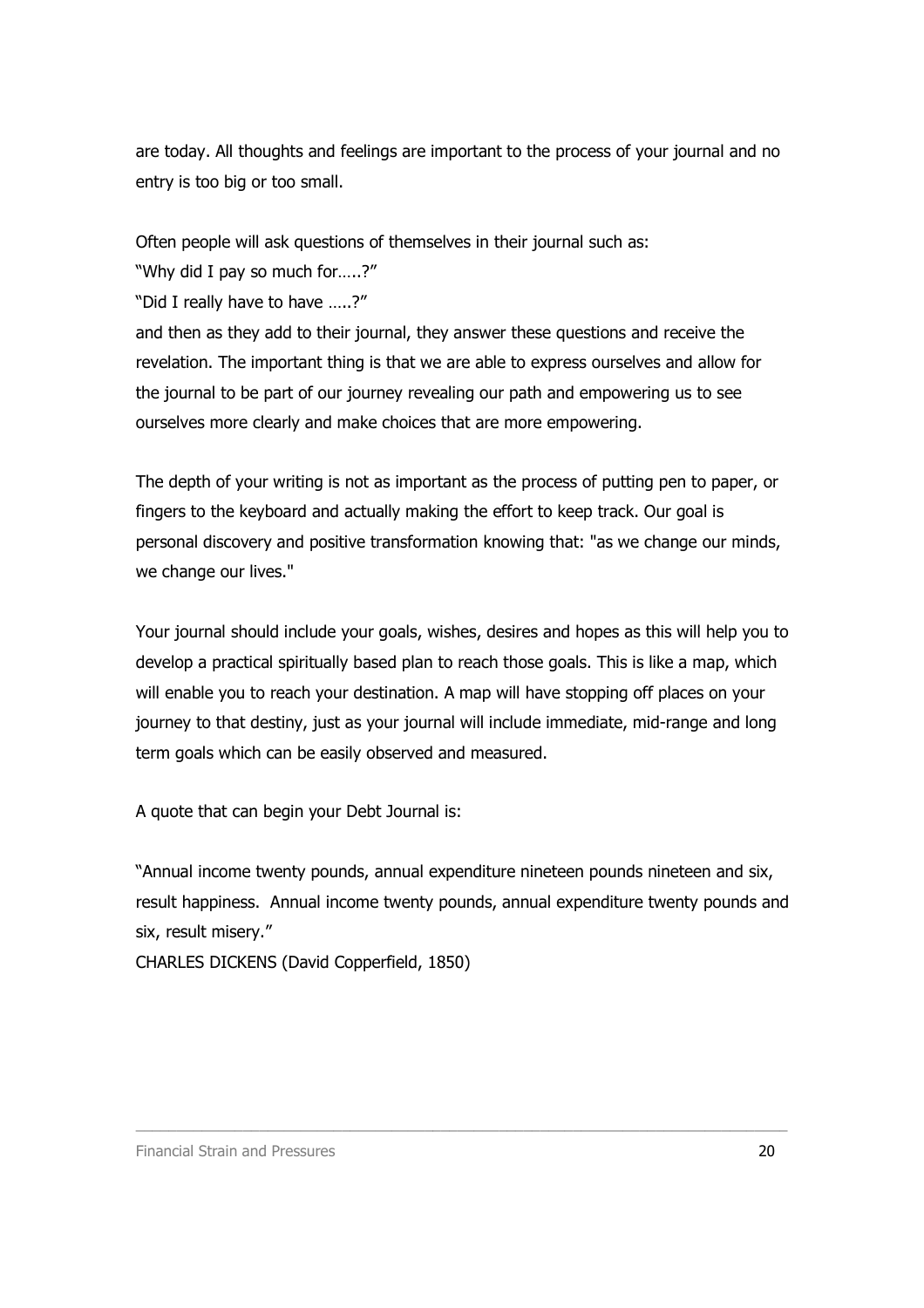are today. All thoughts and feelings are important to the process of your journal and no entry is too big or too small.

Often people will ask questions of themselves in their journal such as:
"Why did I pay so much for…..?"
"Did I really have to have …..?"
and then as they add to their journal, they answer these questions and receive the revelation. The important thing is that we are able to express ourselves and allow for the journal to be part of our journey revealing our path and empowering us to see ourselves more clearly and make choices that are more empowering.

The depth of your writing is not as important as the process of putting pen to paper, or fingers to the keyboard and actually making the effort to keep track. Our goal is personal discovery and positive transformation knowing that: "as we change our minds, we change our lives."

Your journal should include your goals, wishes, desires and hopes as this will help you to develop a practical spiritually based plan to reach those goals. This is like a map, which will enable you to reach your destination. A map will have stopping off places on your journey to that destiny, just as your journal will include immediate, mid-range and long term goals which can be easily observed and measured.

A quote that can begin your Debt Journal is:

"Annual income twenty pounds, annual expenditure nineteen pounds nineteen and six, result happiness. Annual income twenty pounds, annual expenditure twenty pounds and six, result misery."
CHARLES DICKENS (David Copperfield, 1850)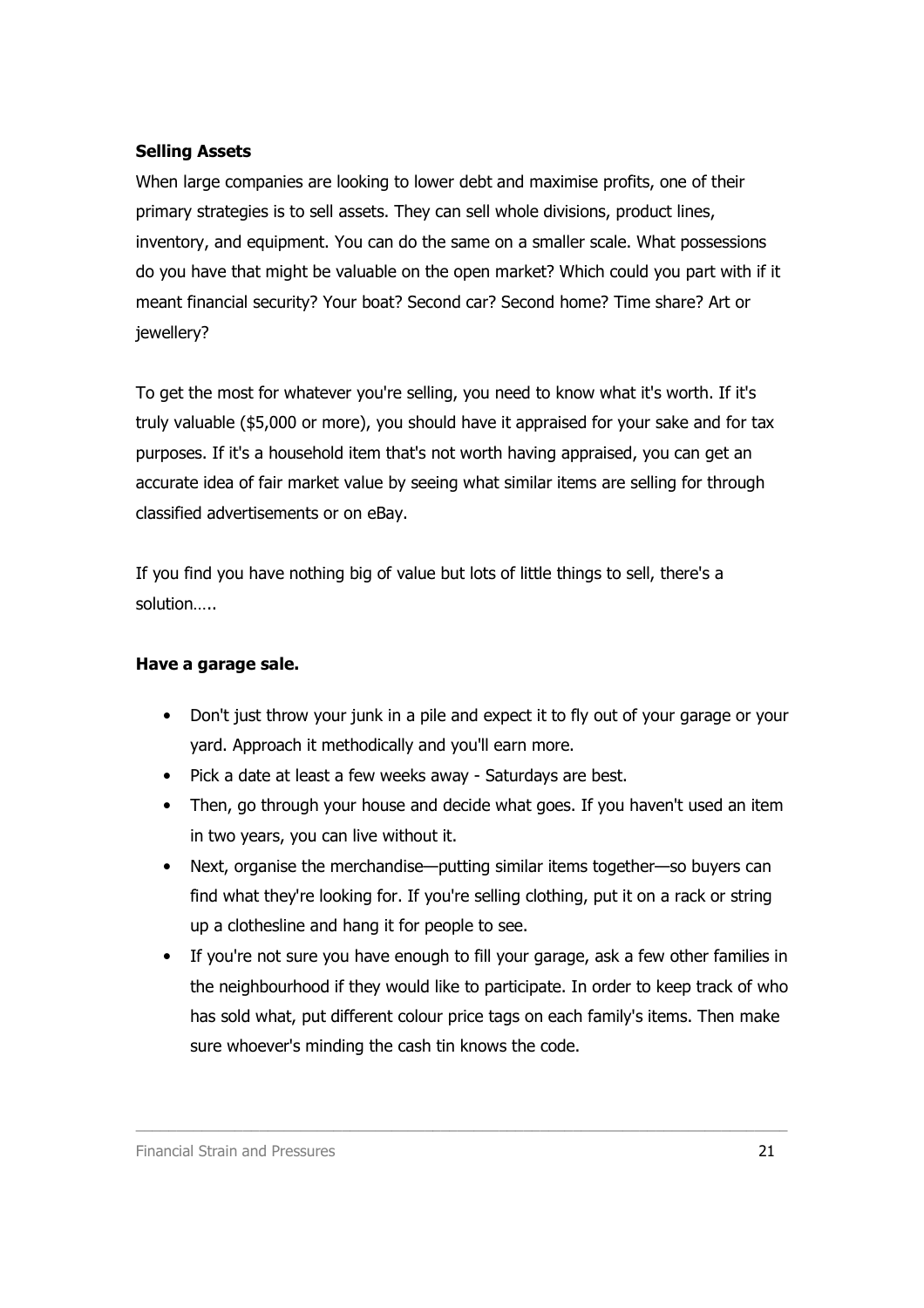**Selling Assets**

When large companies are looking to lower debt and maximise profits, one of their primary strategies is to sell assets. They can sell whole divisions, product lines, inventory, and equipment. You can do the same on a smaller scale. What possessions do you have that might be valuable on the open market? Which could you part with if it meant financial security? Your boat? Second car? Second home? Time share? Art or jewellery?

To get the most for whatever you're selling, you need to know what it's worth. If it's truly valuable ($5,000 or more), you should have it appraised for your sake and for tax purposes. If it's a household item that's not worth having appraised, you can get an accurate idea of fair market value by seeing what similar items are selling for through classified advertisements or on eBay.

If you find you have nothing big of value but lots of little things to sell, there's a solution…..

**Have a garage sale.**

- Don't just throw your junk in a pile and expect it to fly out of your garage or your yard. Approach it methodically and you'll earn more.
- Pick a date at least a few weeks away - Saturdays are best.
- Then, go through your house and decide what goes. If you haven't used an item in two years, you can live without it.
- Next, organise the merchandise—putting similar items together—so buyers can find what they're looking for. If you're selling clothing, put it on a rack or string up a clothesline and hang it for people to see.
- If you're not sure you have enough to fill your garage, ask a few other families in the neighbourhood if they would like to participate. In order to keep track of who has sold what, put different colour price tags on each family's items. Then make sure whoever's minding the cash tin knows the code.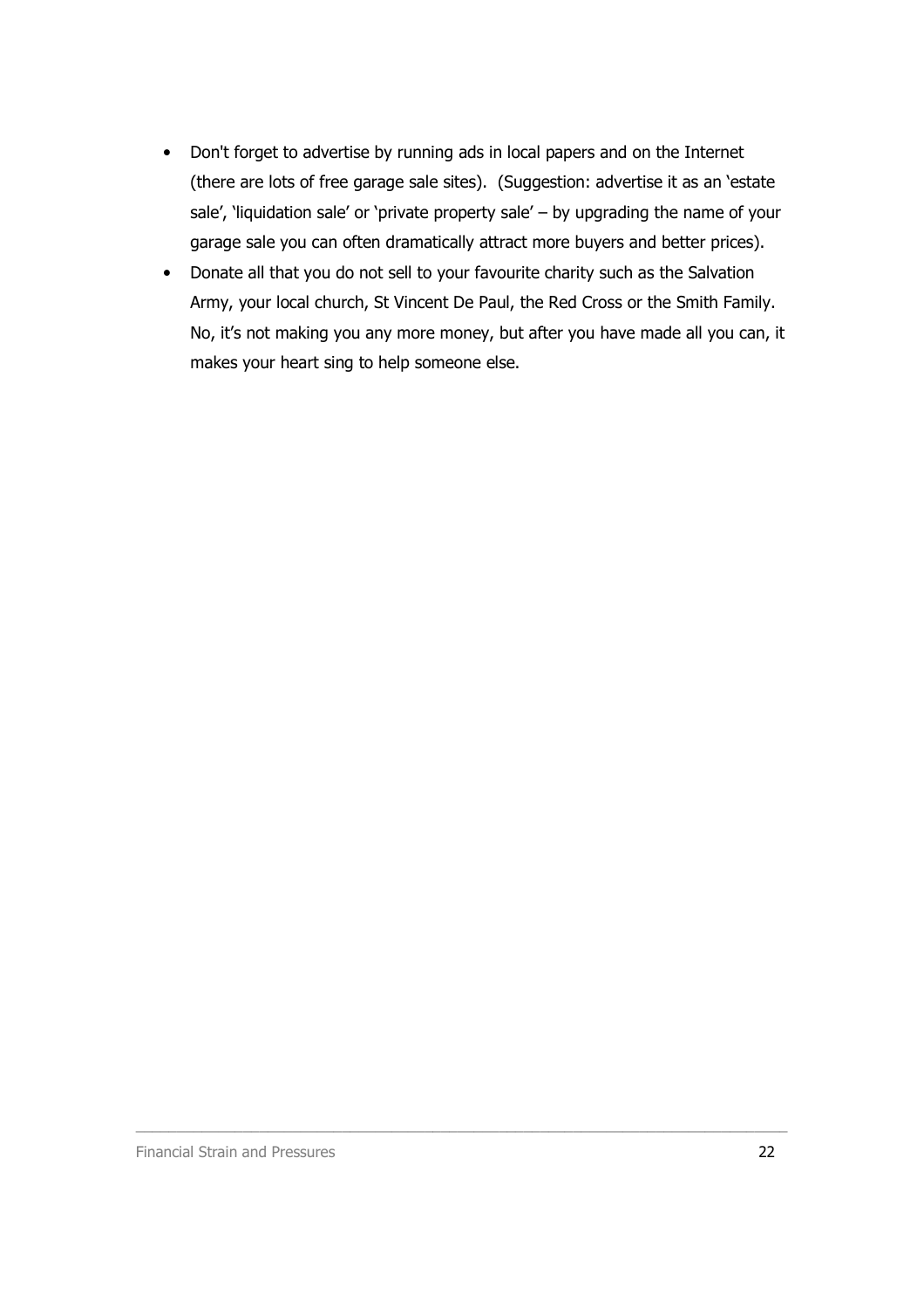- Don't forget to advertise by running ads in local papers and on the Internet (there are lots of free garage sale sites). (Suggestion: advertise it as an 'estate sale', 'liquidation sale' or 'private property sale' – by upgrading the name of your garage sale you can often dramatically attract more buyers and better prices).
- Donate all that you do not sell to your favourite charity such as the Salvation Army, your local church, St Vincent De Paul, the Red Cross or the Smith Family. No, it's not making you any more money, but after you have made all you can, it makes your heart sing to help someone else.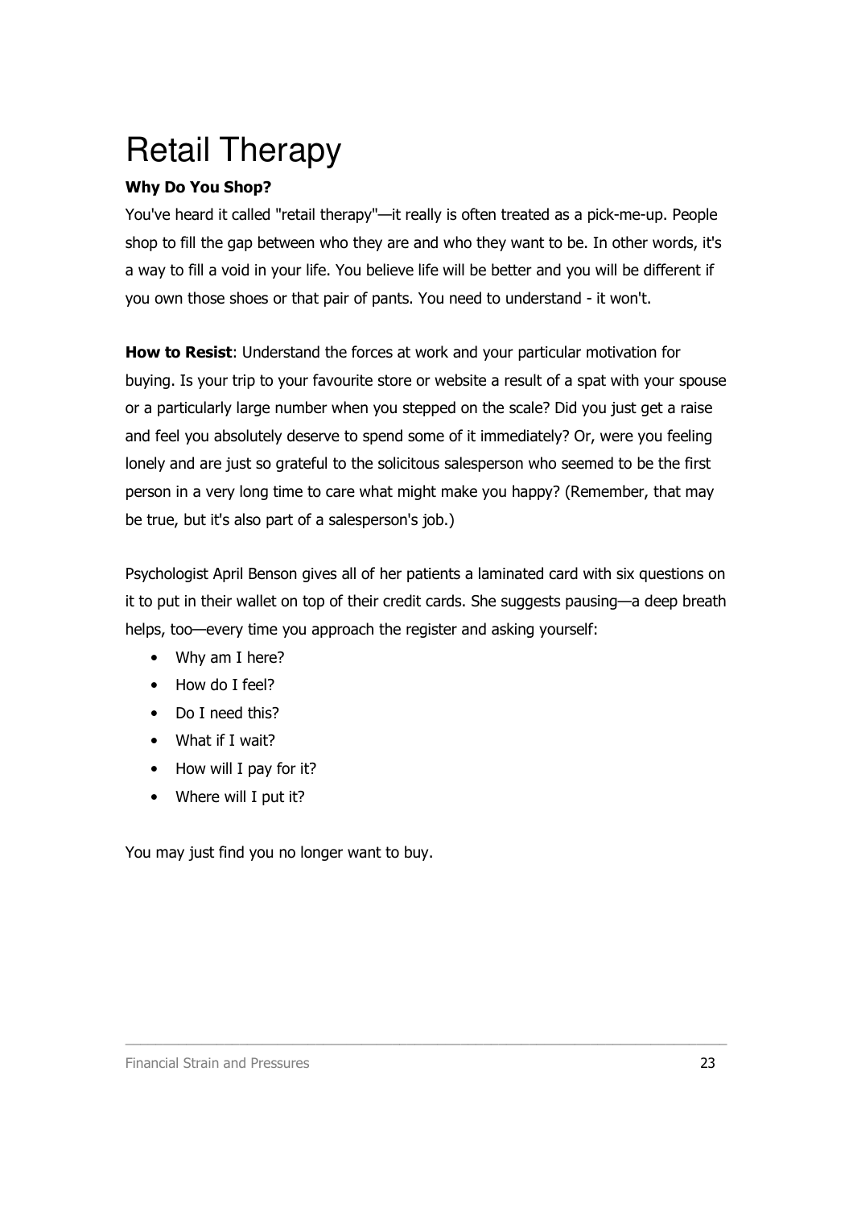# Retail Therapy

**Why Do You Shop?**

You've heard it called "retail therapy"—it really is often treated as a pick-me-up. People shop to fill the gap between who they are and who they want to be. In other words, it's a way to fill a void in your life. You believe life will be better and you will be different if you own those shoes or that pair of pants. You need to understand - it won't.

**How to Resist**: Understand the forces at work and your particular motivation for buying. Is your trip to your favourite store or website a result of a spat with your spouse or a particularly large number when you stepped on the scale? Did you just get a raise and feel you absolutely deserve to spend some of it immediately? Or, were you feeling lonely and are just so grateful to the solicitous salesperson who seemed to be the first person in a very long time to care what might make you happy? (Remember, that may be true, but it's also part of a salesperson's job.)

Psychologist April Benson gives all of her patients a laminated card with six questions on it to put in their wallet on top of their credit cards. She suggests pausing—a deep breath helps, too—every time you approach the register and asking yourself:

- Why am I here?
- How do I feel?
- Do I need this?
- What if I wait?
- How will I pay for it?
- Where will I put it?

You may just find you no longer want to buy.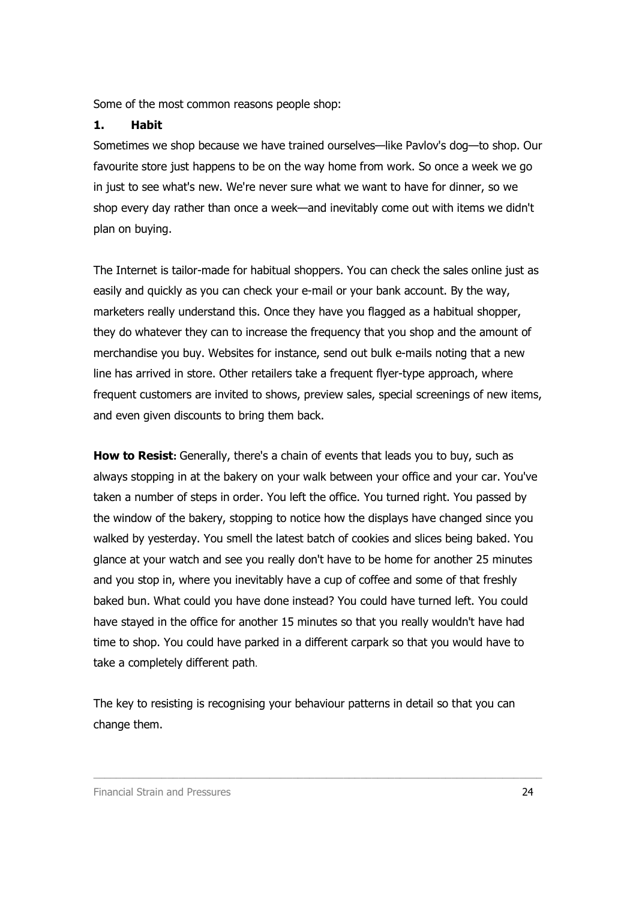Some of the most common reasons people shop:

### 1. Habit

Sometimes we shop because we have trained ourselves—like Pavlov's dog—to shop. Our favourite store just happens to be on the way home from work. So once a week we go in just to see what's new. We're never sure what we want to have for dinner, so we shop every day rather than once a week—and inevitably come out with items we didn't plan on buying.

The Internet is tailor-made for habitual shoppers. You can check the sales online just as easily and quickly as you can check your e-mail or your bank account. By the way, marketers really understand this. Once they have you flagged as a habitual shopper, they do whatever they can to increase the frequency that you shop and the amount of merchandise you buy. Websites for instance, send out bulk e-mails noting that a new line has arrived in store. Other retailers take a frequent flyer-type approach, where frequent customers are invited to shows, preview sales, special screenings of new items, and even given discounts to bring them back.

**How to Resist:** Generally, there's a chain of events that leads you to buy, such as always stopping in at the bakery on your walk between your office and your car. You've taken a number of steps in order. You left the office. You turned right. You passed by the window of the bakery, stopping to notice how the displays have changed since you walked by yesterday. You smell the latest batch of cookies and slices being baked. You glance at your watch and see you really don't have to be home for another 25 minutes and you stop in, where you inevitably have a cup of coffee and some of that freshly baked bun. What could you have done instead? You could have turned left. You could have stayed in the office for another 15 minutes so that you really wouldn't have had time to shop. You could have parked in a different carpark so that you would have to take a completely different path.

The key to resisting is recognising your behaviour patterns in detail so that you can change them.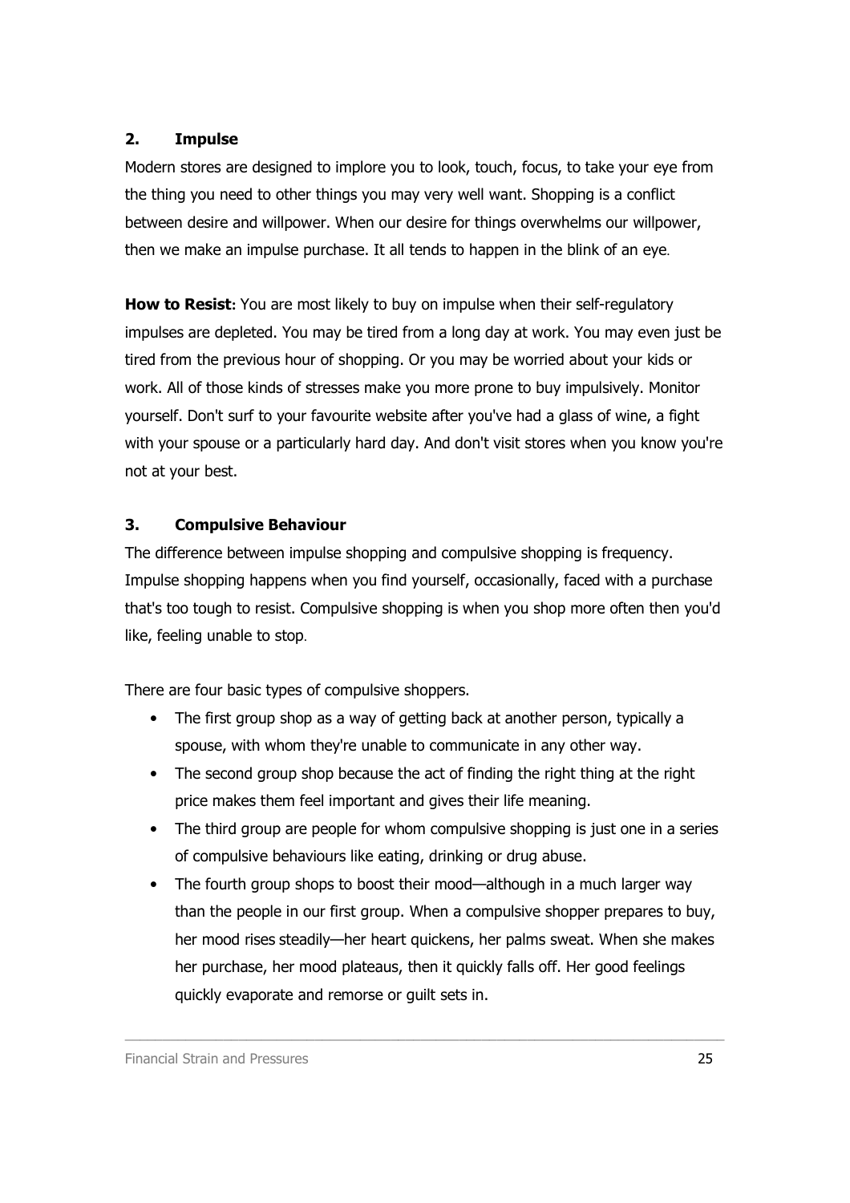### 2. Impulse

Modern stores are designed to implore you to look, touch, focus, to take your eye from the thing you need to other things you may very well want. Shopping is a conflict between desire and willpower. When our desire for things overwhelms our willpower, then we make an impulse purchase. It all tends to happen in the blink of an eye.

**How to Resist:** You are most likely to buy on impulse when their self-regulatory impulses are depleted. You may be tired from a long day at work. You may even just be tired from the previous hour of shopping. Or you may be worried about your kids or work. All of those kinds of stresses make you more prone to buy impulsively. Monitor yourself. Don't surf to your favourite website after you've had a glass of wine, a fight with your spouse or a particularly hard day. And don't visit stores when you know you're not at your best.

### 3. Compulsive Behaviour

The difference between impulse shopping and compulsive shopping is frequency. Impulse shopping happens when you find yourself, occasionally, faced with a purchase that's too tough to resist. Compulsive shopping is when you shop more often then you'd like, feeling unable to stop.

There are four basic types of compulsive shoppers.

- The first group shop as a way of getting back at another person, typically a spouse, with whom they're unable to communicate in any other way.
- The second group shop because the act of finding the right thing at the right price makes them feel important and gives their life meaning.
- The third group are people for whom compulsive shopping is just one in a series of compulsive behaviours like eating, drinking or drug abuse.
- The fourth group shops to boost their mood—although in a much larger way than the people in our first group. When a compulsive shopper prepares to buy, her mood rises steadily—her heart quickens, her palms sweat. When she makes her purchase, her mood plateaus, then it quickly falls off. Her good feelings quickly evaporate and remorse or guilt sets in.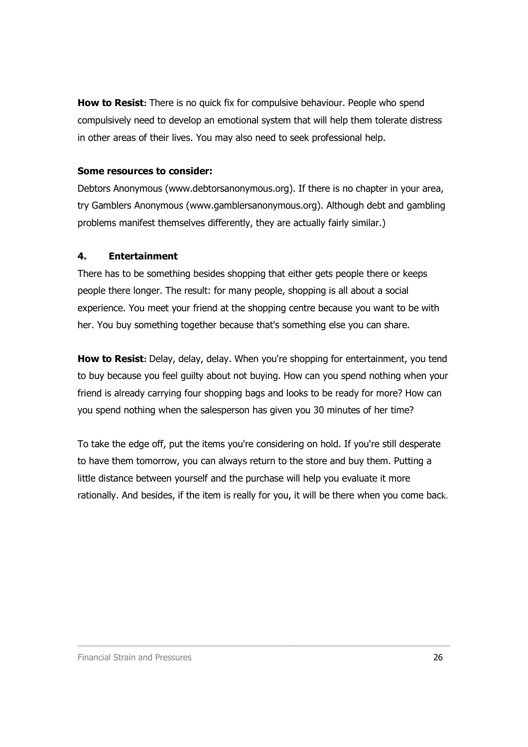**How to Resist**: There is no quick fix for compulsive behaviour. People who spend compulsively need to develop an emotional system that will help them tolerate distress in other areas of their lives. You may also need to seek professional help.

**Some resources to consider:**

Debtors Anonymous (www.debtorsanonymous.org). If there is no chapter in your area, try Gamblers Anonymous (www.gamblersanonymous.org). Although debt and gambling problems manifest themselves differently, they are actually fairly similar.)

### 4. Entertainment

There has to be something besides shopping that either gets people there or keeps people there longer. The result: for many people, shopping is all about a social experience. You meet your friend at the shopping centre because you want to be with her. You buy something together because that's something else you can share.

**How to Resist**: Delay, delay, delay. When you're shopping for entertainment, you tend to buy because you feel guilty about not buying. How can you spend nothing when your friend is already carrying four shopping bags and looks to be ready for more? How can you spend nothing when the salesperson has given you 30 minutes of her time?

To take the edge off, put the items you're considering on hold. If you're still desperate to have them tomorrow, you can always return to the store and buy them. Putting a little distance between yourself and the purchase will help you evaluate it more rationally. And besides, if the item is really for you, it will be there when you come back.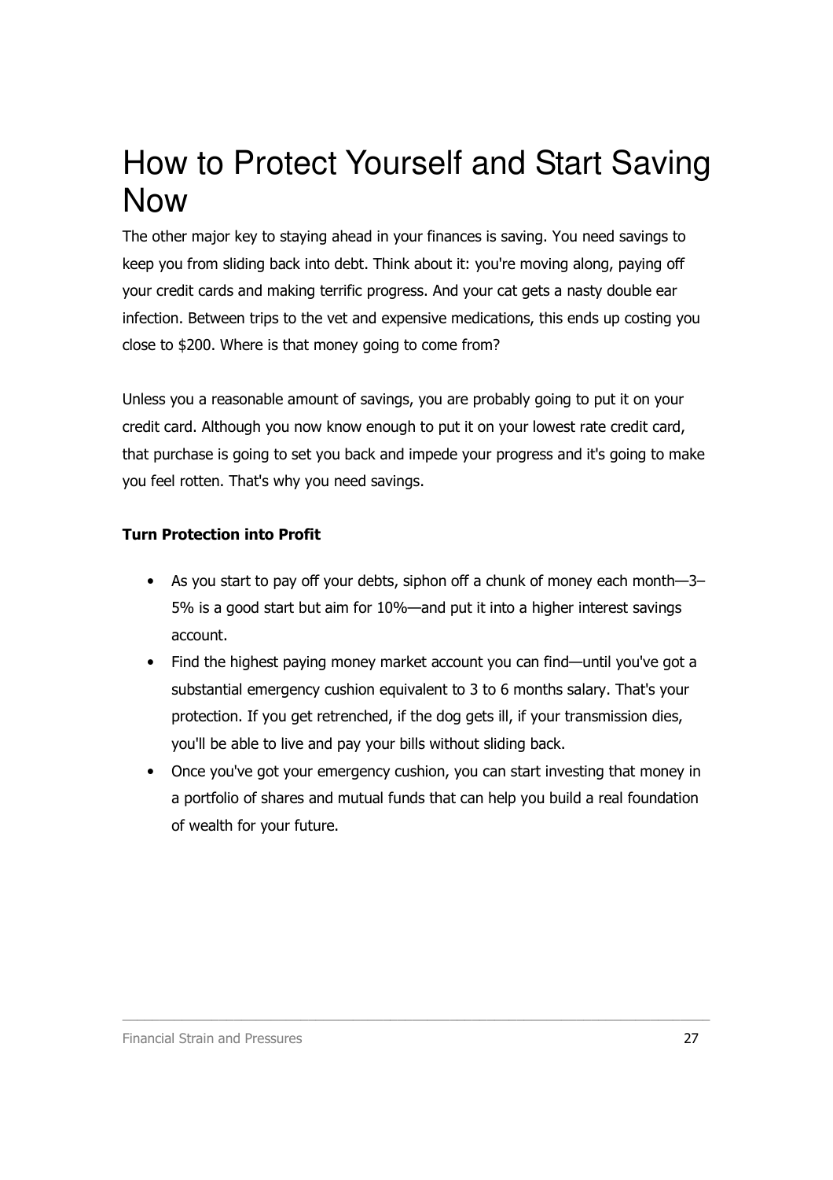# How to Protect Yourself and Start Saving Now

The other major key to staying ahead in your finances is saving. You need savings to keep you from sliding back into debt. Think about it: you're moving along, paying off your credit cards and making terrific progress. And your cat gets a nasty double ear infection. Between trips to the vet and expensive medications, this ends up costing you close to $200. Where is that money going to come from?

Unless you a reasonable amount of savings, you are probably going to put it on your credit card. Although you now know enough to put it on your lowest rate credit card, that purchase is going to set you back and impede your progress and it's going to make you feel rotten. That's why you need savings.

**Turn Protection into Profit**

- As you start to pay off your debts, siphon off a chunk of money each month—3–5% is a good start but aim for 10%—and put it into a higher interest savings account.
- Find the highest paying money market account you can find—until you've got a substantial emergency cushion equivalent to 3 to 6 months salary. That's your protection. If you get retrenched, if the dog gets ill, if your transmission dies, you'll be able to live and pay your bills without sliding back.
- Once you've got your emergency cushion, you can start investing that money in a portfolio of shares and mutual funds that can help you build a real foundation of wealth for your future.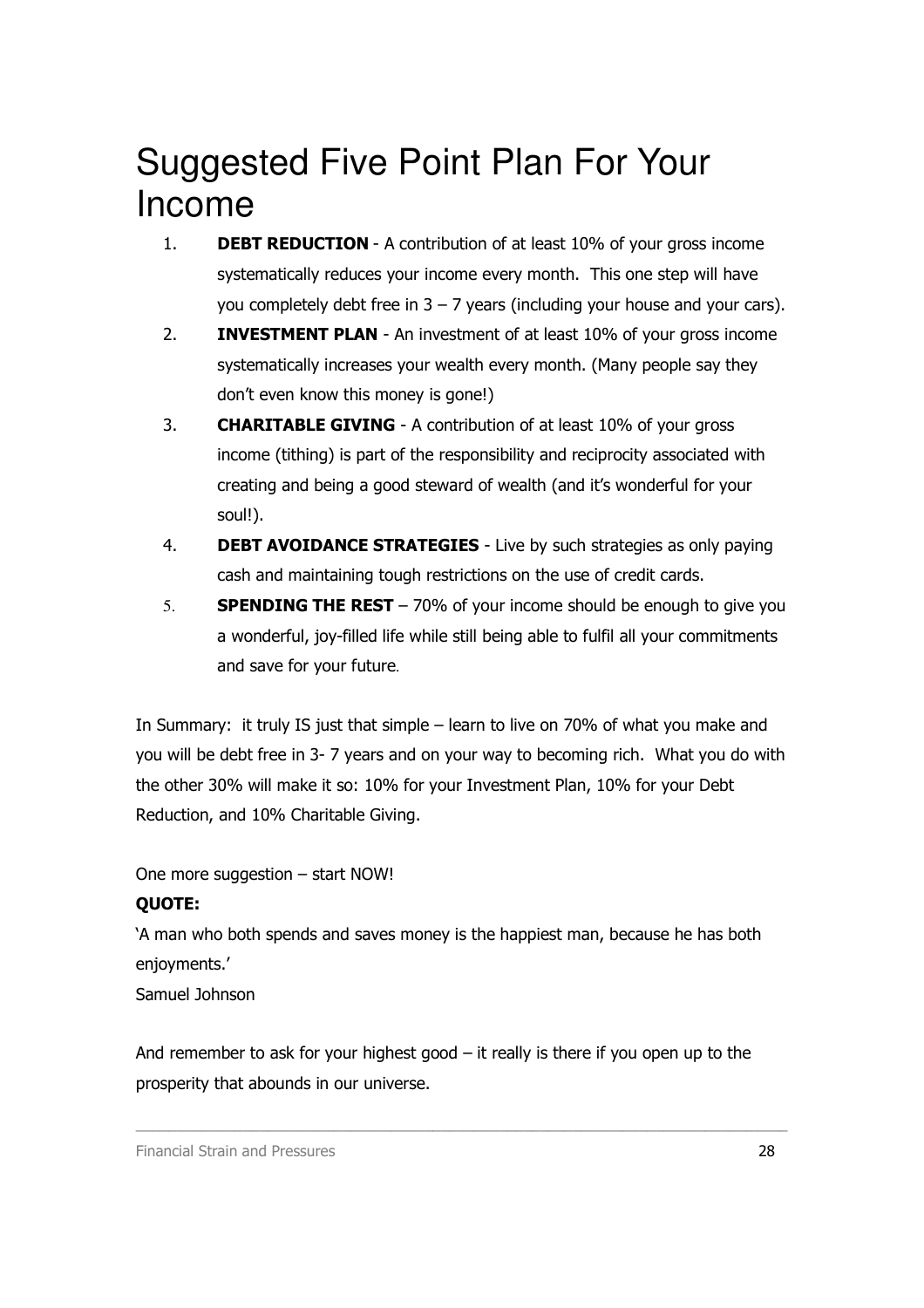# Suggested Five Point Plan For Your Income

1. **DEBT REDUCTION** - A contribution of at least 10% of your gross income systematically reduces your income every month. This one step will have you completely debt free in 3 – 7 years (including your house and your cars).
2. **INVESTMENT PLAN** - An investment of at least 10% of your gross income systematically increases your wealth every month. (Many people say they don't even know this money is gone!)
3. **CHARITABLE GIVING** - A contribution of at least 10% of your gross income (tithing) is part of the responsibility and reciprocity associated with creating and being a good steward of wealth (and it's wonderful for your soul!).
4. **DEBT AVOIDANCE STRATEGIES** - Live by such strategies as only paying cash and maintaining tough restrictions on the use of credit cards.
5. **SPENDING THE REST** – 70% of your income should be enough to give you a wonderful, joy-filled life while still being able to fulfil all your commitments and save for your future.

In Summary: it truly IS just that simple – learn to live on 70% of what you make and you will be debt free in 3- 7 years and on your way to becoming rich. What you do with the other 30% will make it so: 10% for your Investment Plan, 10% for your Debt Reduction, and 10% Charitable Giving.

One more suggestion – start NOW!

**QUOTE:**

'A man who both spends and saves money is the happiest man, because he has both enjoyments.'

Samuel Johnson

And remember to ask for your highest good – it really is there if you open up to the prosperity that abounds in our universe.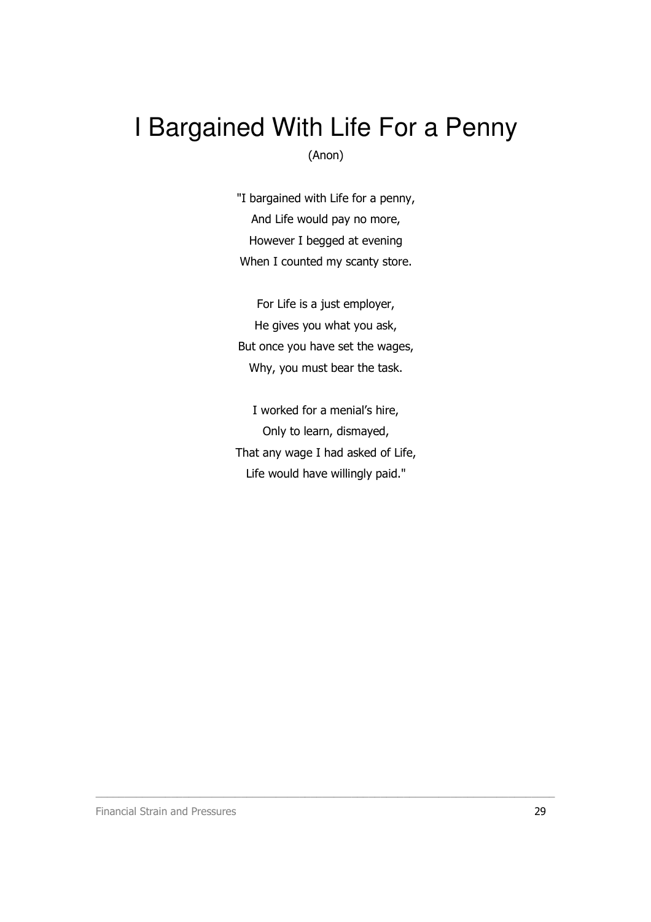# I Bargained With Life For a Penny

(Anon)

"I bargained with Life for a penny,  
And Life would pay no more,  
However I begged at evening  
When I counted my scanty store.

For Life is a just employer,  
He gives you what you ask,  
But once you have set the wages,  
Why, you must bear the task.

I worked for a menial's hire,  
Only to learn, dismayed,  
That any wage I had asked of Life,  
Life would have willingly paid."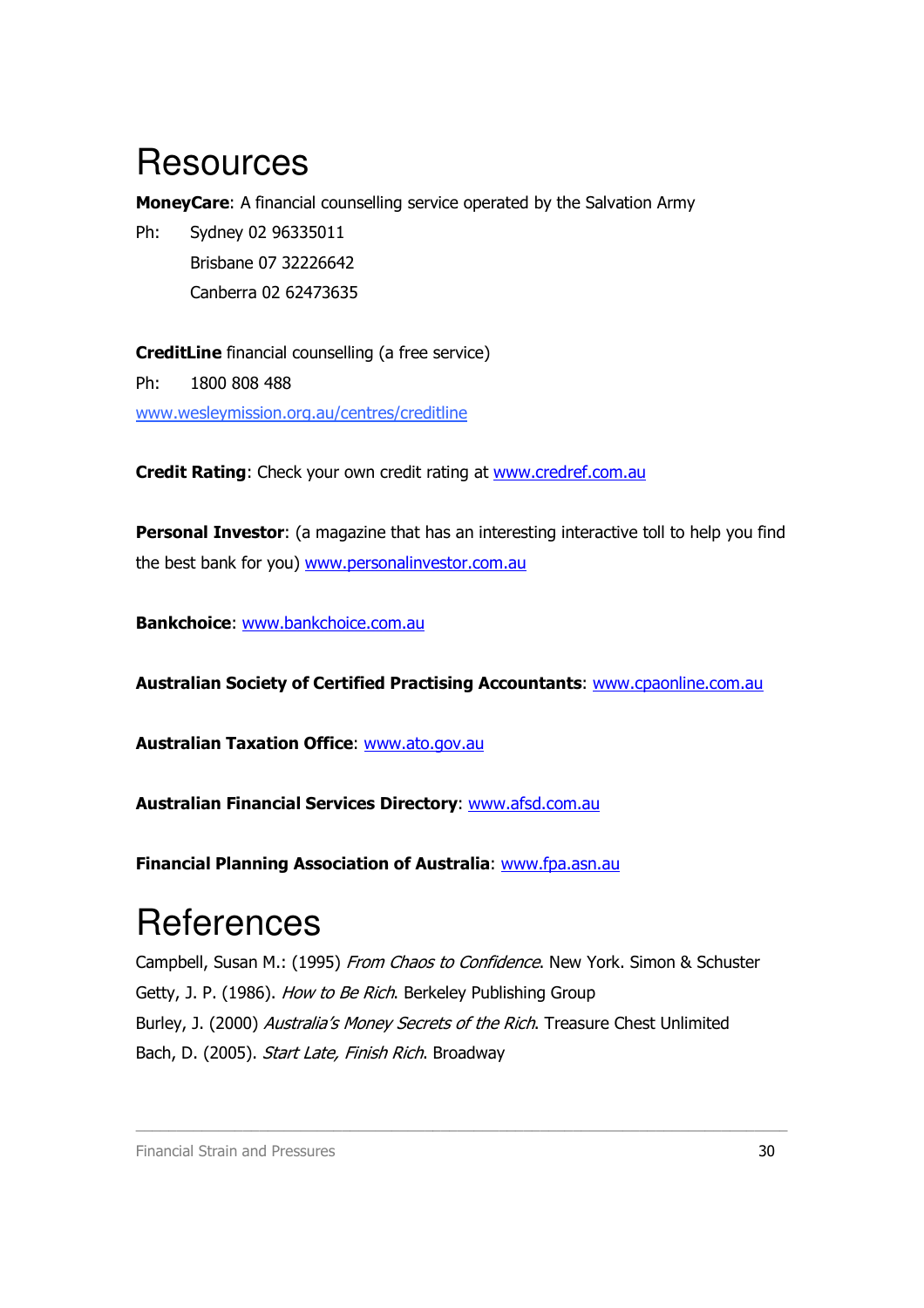# Resources

**MoneyCare**: A financial counselling service operated by the Salvation Army

Ph: Sydney 02 96335011
Brisbane 07 32226642
Canberra 02 62473635

**CreditLine** financial counselling (a free service)

Ph: 1800 808 488

www.wesleymission.org.au/centres/creditline

**Credit Rating**: Check your own credit rating at www.credref.com.au

**Personal Investor**: (a magazine that has an interesting interactive toll to help you find the best bank for you) www.personalinvestor.com.au

**Bankchoice**: www.bankchoice.com.au

**Australian Society of Certified Practising Accountants**: www.cpaonline.com.au

**Australian Taxation Office**: www.ato.gov.au

**Australian Financial Services Directory**: www.afsd.com.au

**Financial Planning Association of Australia**: www.fpa.asn.au

# References

Campbell, Susan M.: (1995) *From Chaos to Confidence*. New York. Simon & Schuster
Getty, J. P. (1986). *How to Be Rich*. Berkeley Publishing Group
Burley, J. (2000) *Australia's Money Secrets of the Rich*. Treasure Chest Unlimited
Bach, D. (2005). *Start Late, Finish Rich*. Broadway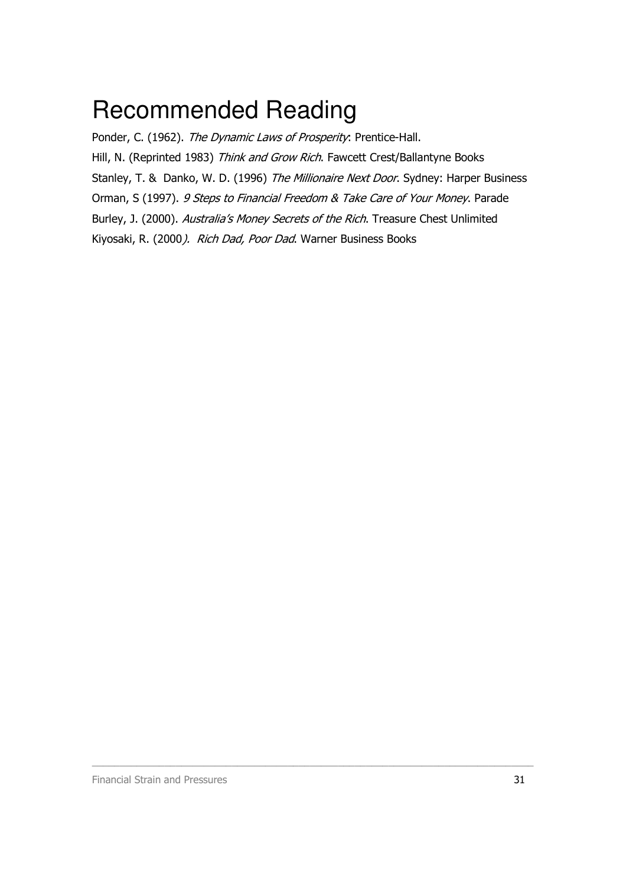# Recommended Reading

Ponder, C. (1962). *The Dynamic Laws of Prosperity*: Prentice-Hall.

Hill, N. (Reprinted 1983) *Think and Grow Rich*. Fawcett Crest/Ballantyne Books

Stanley, T. & Danko, W. D. (1996) *The Millionaire Next Door*. Sydney: Harper Business

Orman, S (1997). *9 Steps to Financial Freedom & Take Care of Your Money*. Parade

Burley, J. (2000). *Australia's Money Secrets of the Rich*. Treasure Chest Unlimited

Kiyosaki, R. (2000*). Rich Dad, Poor Dad*. Warner Business Books